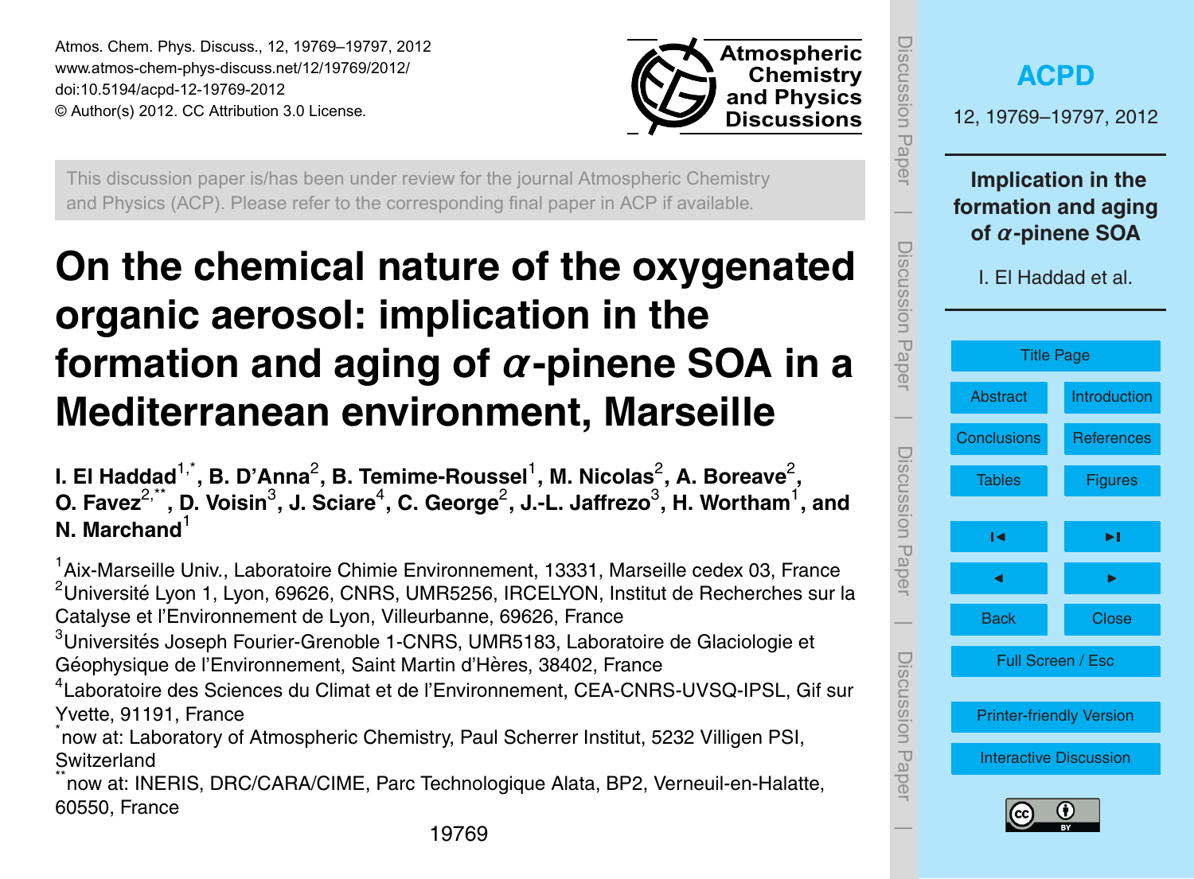This discussion paper is/has been under review for the journal Atmospheric Chemistry and Physics (ACP). Please refer to the corresponding final paper in ACP if available.

# On the chemical nature of the oxygenated organic aerosol: implication in the formation and aging of $\alpha$-pinene SOA in a Mediterranean environment, Marseille

**I. El Haddad[1,*], B. D'Anna[2], B. Temime-Roussel[1], M. Nicolas[2], A. Boreave[2], O. Favez[2,**], D. Voisin[3], J. Sciare[4], C. George[2], J.-L. Jaffrezo[3], H. Wortham[1], and N. Marchand[1]**

[1]Aix-Marseille Univ., Laboratoire Chimie Environnement, 13331, Marseille cedex 03, France

[2]Université Lyon 1, Lyon, 69626, CNRS, UMR5256, IRCELYON, Institut de Recherches sur la Catalyse et l'Environnement de Lyon, Villeurbanne, 69626, France

[3]Universités Joseph Fourier-Grenoble 1-CNRS, UMR5183, Laboratoire de Glaciologie et Géophysique de l'Environnement, Saint Martin d'Hères, 38402, France

[4]Laboratoire des Sciences du Climat et de l'Environnement, CEA-CNRS-UVSQ-IPSL, Gif sur Yvette, 91191, France

[*]now at: Laboratory of Atmospheric Chemistry, Paul Scherrer Institut, 5232 Villigen PSI, Switzerland

[**]now at: INERIS, DRC/CARA/CIME, Parc Technologique Alata, BP2, Verneuil-en-Halatte, 60550, France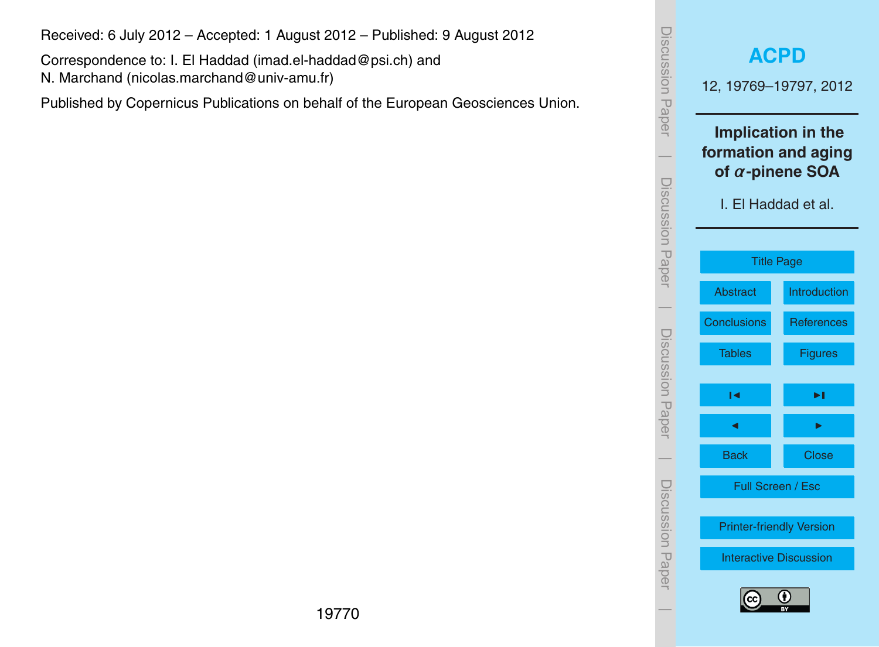Received: 6 July 2012 – Accepted: 1 August 2012 – Published: 9 August 2012

Correspondence to: I. El Haddad (imad.el-haddad@psi.ch) and
N. Marchand (nicolas.marchand@univ-amu.fr)

Published by Copernicus Publications on behalf of the European Geosciences Union.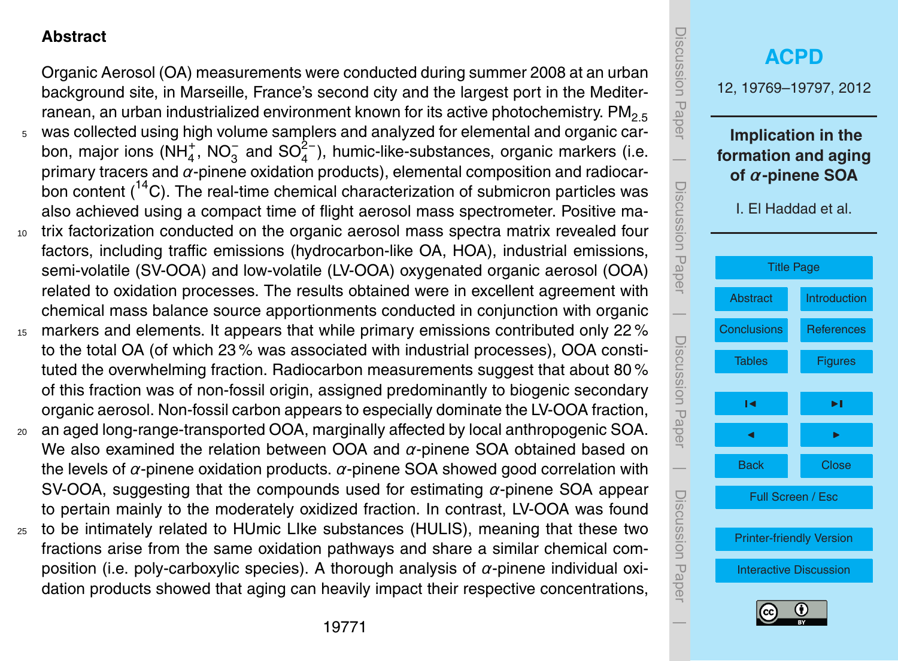## Abstract

Organic Aerosol (OA) measurements were conducted during summer 2008 at an urban background site, in Marseille, France's second city and the largest port in the Mediterranean, an urban industrialized environment known for its active photochemistry. $PM_{2.5}$ was collected using high volume samplers and analyzed for elemental and organic carbon, major ions ($NH_4^+$, $NO_3^-$ and $SO_4^{2-}$), humic-like-substances, organic markers (i.e. primary tracers and $\alpha$-pinene oxidation products), elemental composition and radiocarbon content ($^{14}C$). The real-time chemical characterization of submicron particles was also achieved using a compact time of flight aerosol mass spectrometer. Positive matrix factorization conducted on the organic aerosol mass spectra matrix revealed four factors, including traffic emissions (hydrocarbon-like OA, HOA), industrial emissions, semi-volatile (SV-OOA) and low-volatile (LV-OOA) oxygenated organic aerosol (OOA) related to oxidation processes. The results obtained were in excellent agreement with chemical mass balance source apportionments conducted in conjunction with organic markers and elements. It appears that while primary emissions contributed only 22 % to the total OA (of which 23 % was associated with industrial processes), OOA constituted the overwhelming fraction. Radiocarbon measurements suggest that about 80 % of this fraction was of non-fossil origin, assigned predominantly to biogenic secondary organic aerosol. Non-fossil carbon appears to especially dominate the LV-OOA fraction, an aged long-range-transported OOA, marginally affected by local anthropogenic SOA. We also examined the relation between OOA and $\alpha$-pinene SOA obtained based on the levels of $\alpha$-pinene oxidation products. $\alpha$-pinene SOA showed good correlation with SV-OOA, suggesting that the compounds used for estimating $\alpha$-pinene SOA appear to pertain mainly to the moderately oxidized fraction. In contrast, LV-OOA was found to be intimately related to HUmic LIke substances (HULIS), meaning that these two fractions arise from the same oxidation pathways and share a similar chemical composition (i.e. poly-carboxylic species). A thorough analysis of $\alpha$-pinene individual oxidation products showed that aging can heavily impact their respective concentrations,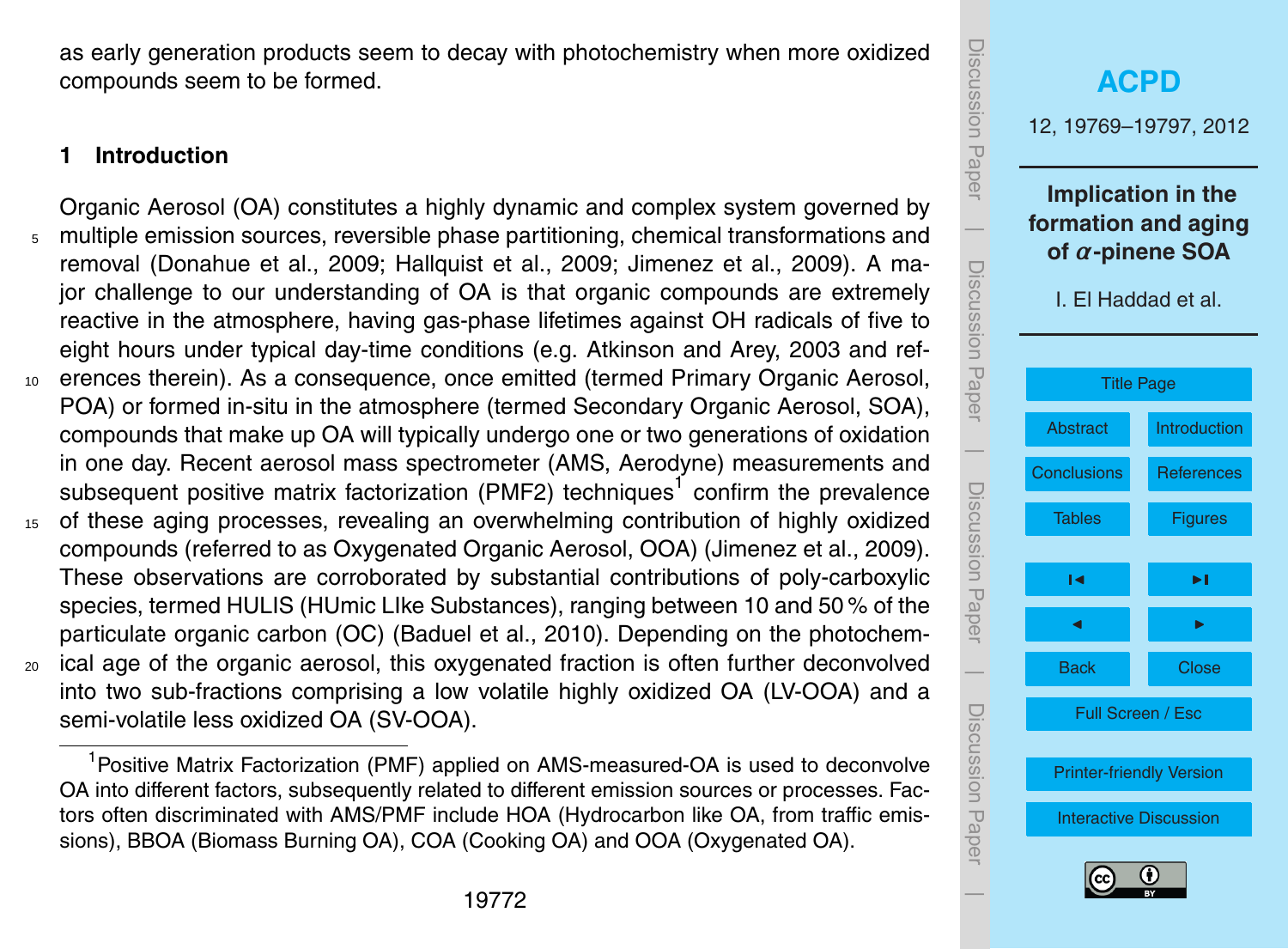as early generation products seem to decay with photochemistry when more oxidized compounds seem to be formed.

## 1 Introduction

Organic Aerosol (OA) constitutes a highly dynamic and complex system governed by multiple emission sources, reversible phase partitioning, chemical transformations and removal (Donahue et al., 2009; Hallquist et al., 2009; Jimenez et al., 2009). A major challenge to our understanding of OA is that organic compounds are extremely reactive in the atmosphere, having gas-phase lifetimes against OH radicals of five to eight hours under typical day-time conditions (e.g. Atkinson and Arey, 2003 and references therein). As a consequence, once emitted (termed Primary Organic Aerosol, POA) or formed in-situ in the atmosphere (termed Secondary Organic Aerosol, SOA), compounds that make up OA will typically undergo one or two generations of oxidation in one day. Recent aerosol mass spectrometer (AMS, Aerodyne) measurements and subsequent positive matrix factorization (PMF2) techniques[1] confirm the prevalence of these aging processes, revealing an overwhelming contribution of highly oxidized compounds (referred to as Oxygenated Organic Aerosol, OOA) (Jimenez et al., 2009). These observations are corroborated by substantial contributions of poly-carboxylic species, termed HULIS (HUmic LIke Substances), ranging between 10 and 50 % of the particulate organic carbon (OC) (Baduel et al., 2010). Depending on the photochemical age of the organic aerosol, this oxygenated fraction is often further deconvolved into two sub-fractions comprising a low volatile highly oxidized OA (LV-OOA) and a semi-volatile less oxidized OA (SV-OOA).

[1] Positive Matrix Factorization (PMF) applied on AMS-measured-OA is used to deconvolve OA into different factors, subsequently related to different emission sources or processes. Factors often discriminated with AMS/PMF include HOA (Hydrocarbon like OA, from traffic emissions), BBOA (Biomass Burning OA), COA (Cooking OA) and OOA (Oxygenated OA).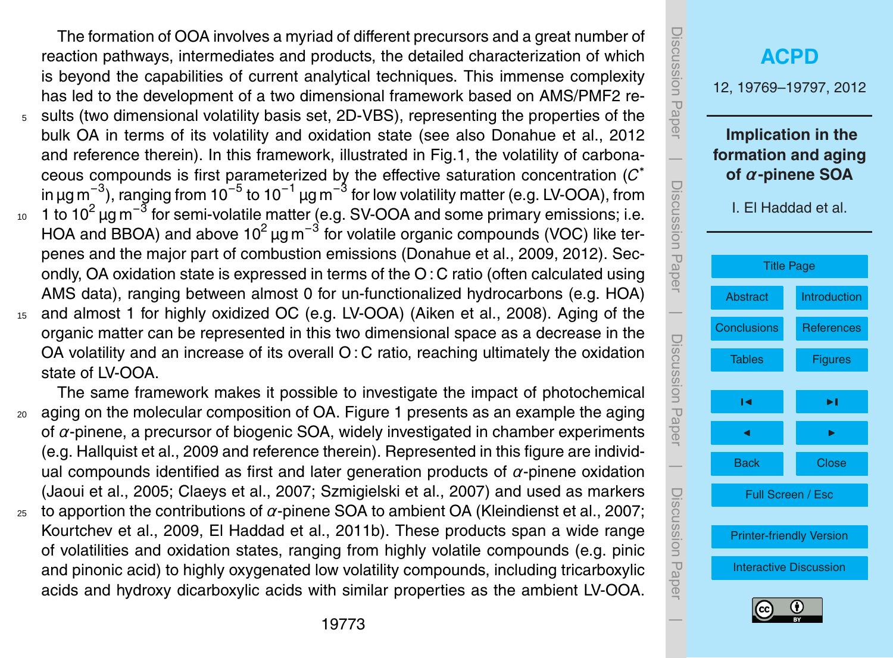The formation of OOA involves a myriad of different precursors and a great number of reaction pathways, intermediates and products, the detailed characterization of which is beyond the capabilities of current analytical techniques. This immense complexity has led to the development of a two dimensional framework based on AMS/PMF2 results (two dimensional volatility basis set, 2D-VBS), representing the properties of the bulk OA in terms of its volatility and oxidation state (see also Donahue et al., 2012 and reference therein). In this framework, illustrated in Fig.1, the volatility of carbonaceous compounds is first parameterized by the effective saturation concentration ($C^*$ in $\mu g\,m^{-3}$), ranging from $10^{-5}$ to $10^{-1}$ $\mu g\,m^{-3}$ for low volatility matter (e.g. LV-OOA), from 1 to $10^2$ $\mu g\,m^{-3}$ for semi-volatile matter (e.g. SV-OOA and some primary emissions; i.e. HOA and BBOA) and above $10^2$ $\mu g\,m^{-3}$ for volatile organic compounds (VOC) like terpenes and the major part of combustion emissions (Donahue et al., 2009, 2012). Secondly, OA oxidation state is expressed in terms of the O : C ratio (often calculated using AMS data), ranging between almost 0 for un-functionalized hydrocarbons (e.g. HOA) and almost 1 for highly oxidized OC (e.g. LV-OOA) (Aiken et al., 2008). Aging of the organic matter can be represented in this two dimensional space as a decrease in the OA volatility and an increase of its overall O : C ratio, reaching ultimately the oxidation state of LV-OOA.

The same framework makes it possible to investigate the impact of photochemical aging on the molecular composition of OA. Figure 1 presents as an example the aging of $\alpha$-pinene, a precursor of biogenic SOA, widely investigated in chamber experiments (e.g. Hallquist et al., 2009 and reference therein). Represented in this figure are individual compounds identified as first and later generation products of $\alpha$-pinene oxidation (Jaoui et al., 2005; Claeys et al., 2007; Szmigielski et al., 2007) and used as markers to apportion the contributions of $\alpha$-pinene SOA to ambient OA (Kleindienst et al., 2007; Kourtchev et al., 2009, El Haddad et al., 2011b). These products span a wide range of volatilities and oxidation states, ranging from highly volatile compounds (e.g. pinic and pinonic acid) to highly oxygenated low volatility compounds, including tricarboxylic acids and hydroxy dicarboxylic acids with similar properties as the ambient LV-OOA.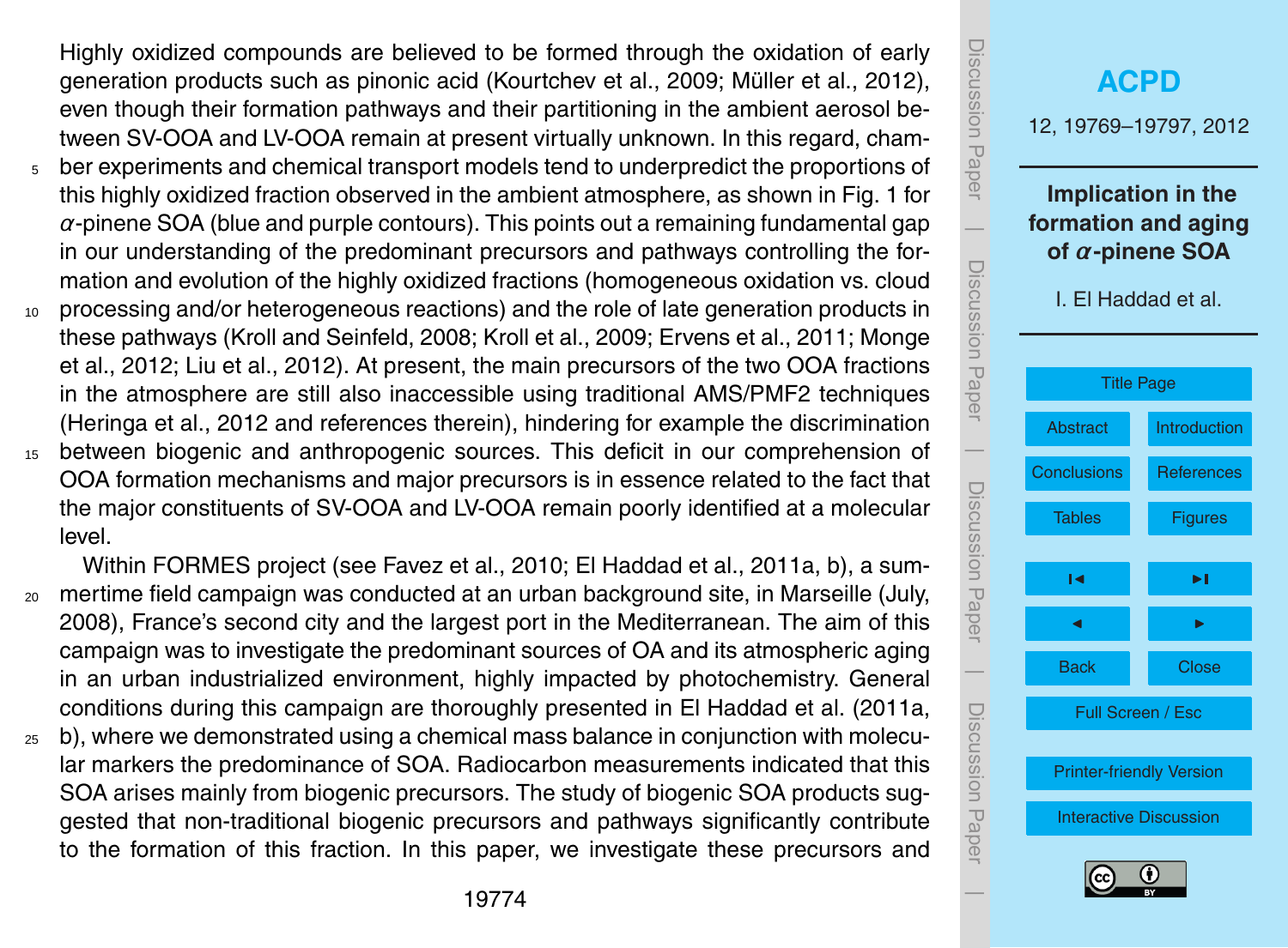Highly oxidized compounds are believed to be formed through the oxidation of early generation products such as pinonic acid (Kourtchev et al., 2009; Müller et al., 2012), even though their formation pathways and their partitioning in the ambient aerosol between SV-OOA and LV-OOA remain at present virtually unknown. In this regard, chamber experiments and chemical transport models tend to underpredict the proportions of this highly oxidized fraction observed in the ambient atmosphere, as shown in Fig. 1 for $\alpha$-pinene SOA (blue and purple contours). This points out a remaining fundamental gap in our understanding of the predominant precursors and pathways controlling the formation and evolution of the highly oxidized fractions (homogeneous oxidation vs. cloud processing and/or heterogeneous reactions) and the role of late generation products in these pathways (Kroll and Seinfeld, 2008; Kroll et al., 2009; Ervens et al., 2011; Monge et al., 2012; Liu et al., 2012). At present, the main precursors of the two OOA fractions in the atmosphere are still also inaccessible using traditional AMS/PMF2 techniques (Heringa et al., 2012 and references therein), hindering for example the discrimination between biogenic and anthropogenic sources. This deficit in our comprehension of OOA formation mechanisms and major precursors is in essence related to the fact that the major constituents of SV-OOA and LV-OOA remain poorly identified at a molecular level.

Within FORMES project (see Favez et al., 2010; El Haddad et al., 2011a, b), a summertime field campaign was conducted at an urban background site, in Marseille (July, 2008), France's second city and the largest port in the Mediterranean. The aim of this campaign was to investigate the predominant sources of OA and its atmospheric aging in an urban industrialized environment, highly impacted by photochemistry. General conditions during this campaign are thoroughly presented in El Haddad et al. (2011a, b), where we demonstrated using a chemical mass balance in conjunction with molecular markers the predominance of SOA. Radiocarbon measurements indicated that this SOA arises mainly from biogenic precursors. The study of biogenic SOA products suggested that non-traditional biogenic precursors and pathways significantly contribute to the formation of this fraction. In this paper, we investigate these precursors and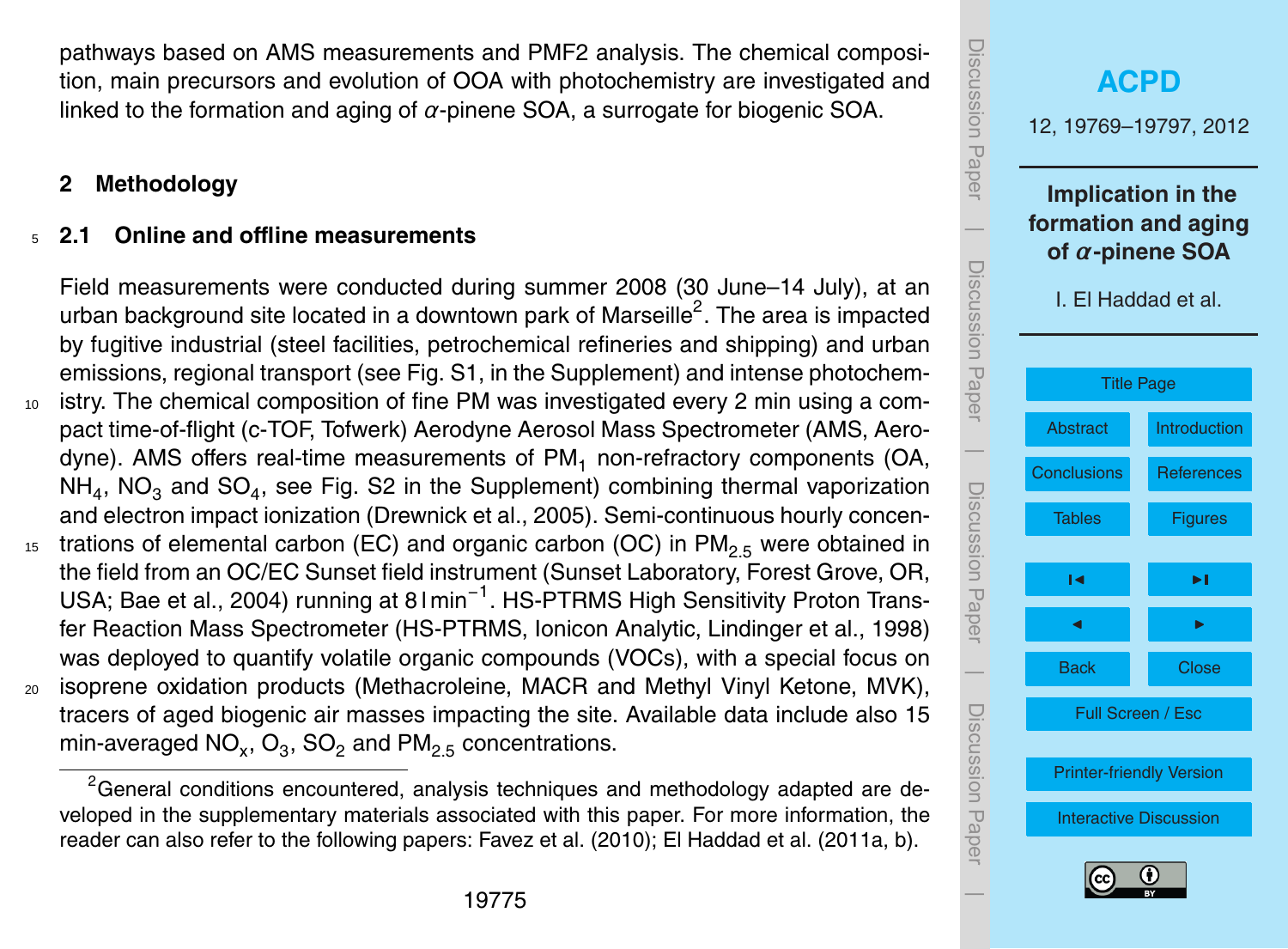pathways based on AMS measurements and PMF2 analysis. The chemical composition, main precursors and evolution of OOA with photochemistry are investigated and linked to the formation and aging of α-pinene SOA, a surrogate for biogenic SOA.

## 2 Methodology

### 2.1 Online and offline measurements

Field measurements were conducted during summer 2008 (30 June–14 July), at an urban background site located in a downtown park of Marseille[2]. The area is impacted by fugitive industrial (steel facilities, petrochemical refineries and shipping) and urban emissions, regional transport (see Fig. S1, in the Supplement) and intense photochemistry. The chemical composition of fine PM was investigated every 2 min using a compact time-of-flight (c-TOF, Tofwerk) Aerodyne Aerosol Mass Spectrometer (AMS, Aerodyne). AMS offers real-time measurements of $PM_1$ non-refractory components (OA, $NH_4$, $NO_3$ and $SO_4$, see Fig. S2 in the Supplement) combining thermal vaporization and electron impact ionization (Drewnick et al., 2005). Semi-continuous hourly concentrations of elemental carbon (EC) and organic carbon (OC) in $PM_{2.5}$ were obtained in the field from an OC/EC Sunset field instrument (Sunset Laboratory, Forest Grove, OR, USA; Bae et al., 2004) running at $8\,l\,min^{-1}$. HS-PTRMS High Sensitivity Proton Transfer Reaction Mass Spectrometer (HS-PTRMS, Ionicon Analytic, Lindinger et al., 1998) was deployed to quantify volatile organic compounds (VOCs), with a special focus on isoprene oxidation products (Methacroleine, MACR and Methyl Vinyl Ketone, MVK), tracers of aged biogenic air masses impacting the site. Available data include also 15 min-averaged $NO_x$, $O_3$, $SO_2$ and $PM_{2.5}$ concentrations.

[2]General conditions encountered, analysis techniques and methodology adapted are developed in the supplementary materials associated with this paper. For more information, the reader can also refer to the following papers: Favez et al. (2010); El Haddad et al. (2011a, b).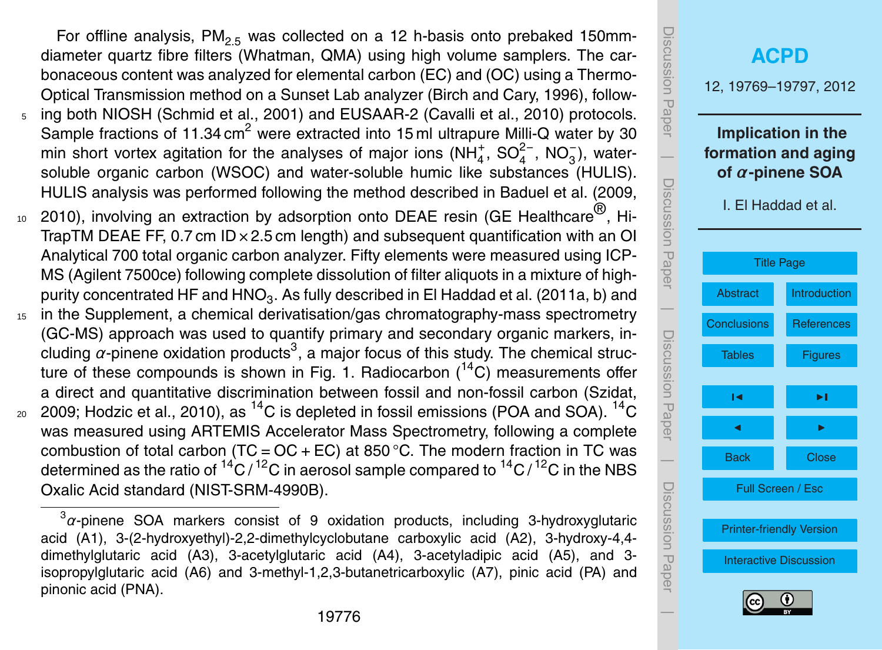For offline analysis, $PM_{2.5}$ was collected on a 12 h-basis onto prebaked 150mm-diameter quartz fibre filters (Whatman, QMA) using high volume samplers. The carbonaceous content was analyzed for elemental carbon (EC) and (OC) using a Thermo-Optical Transmission method on a Sunset Lab analyzer (Birch and Cary, 1996), following both NIOSH (Schmid et al., 2001) and EUSAAR-2 (Cavalli et al., 2010) protocols. Sample fractions of 11.34 $cm^2$ were extracted into 15 ml ultrapure Milli-Q water by 30 min short vortex agitation for the analyses of major ions ($NH_4^+$, $SO_4^{2-}$, $NO_3^-$), water-soluble organic carbon (WSOC) and water-soluble humic like substances (HULIS). HULIS analysis was performed following the method described in Baduel et al. (2009, 2010), involving an extraction by adsorption onto DEAE resin (GE Healthcare®, HiTrapTM DEAE FF, 0.7 cm ID × 2.5 cm length) and subsequent quantification with an OI Analytical 700 total organic carbon analyzer. Fifty elements were measured using ICP-MS (Agilent 7500ce) following complete dissolution of filter aliquots in a mixture of high-purity concentrated HF and $HNO_3$. As fully described in El Haddad et al. (2011a, b) and in the Supplement, a chemical derivatisation/gas chromatography-mass spectrometry (GC-MS) approach was used to quantify primary and secondary organic markers, including $\alpha$-pinene oxidation products[3], a major focus of this study. The chemical structure of these compounds is shown in Fig. 1. Radiocarbon ($^{14}C$) measurements offer a direct and quantitative discrimination between fossil and non-fossil carbon (Szidat, 2009; Hodzic et al., 2010), as $^{14}C$ is depleted in fossil emissions (POA and SOA). $^{14}C$ was measured using ARTEMIS Accelerator Mass Spectrometry, following a complete combustion of total carbon (TC = OC + EC) at 850 °C. The modern fraction in TC was determined as the ratio of $^{14}C/^{12}C$ in aerosol sample compared to $^{14}C/^{12}C$ in the NBS Oxalic Acid standard (NIST-SRM-4990B).

[3] $\alpha$-pinene SOA markers consist of 9 oxidation products, including 3-hydroxyglutaric acid (A1), 3-(2-hydroxyethyl)-2,2-dimethylcyclobutane carboxylic acid (A2), 3-hydroxy-4,4-dimethylglutaric acid (A3), 3-acetylglutaric acid (A4), 3-acetyladipic acid (A5), and 3-isopropylglutaric acid (A6) and 3-methyl-1,2,3-butanetricarboxylic (A7), pinic acid (PA) and pinonic acid (PNA).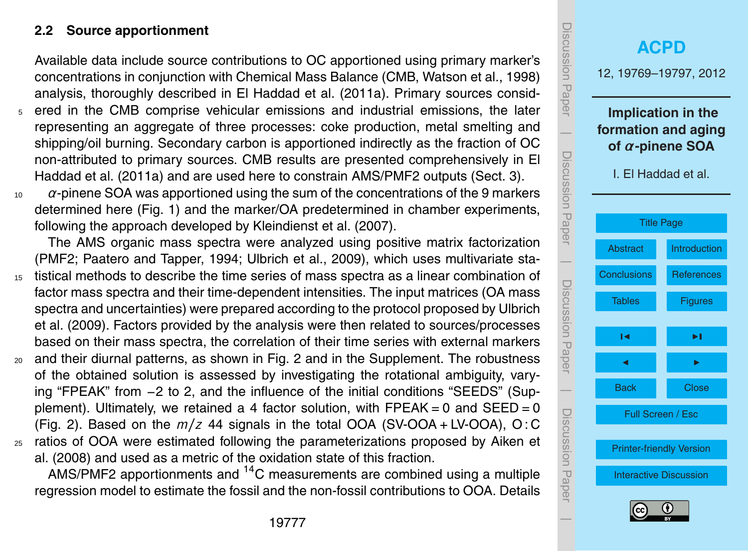## 2.2 Source apportionment

Available data include source contributions to OC apportioned using primary marker's concentrations in conjunction with Chemical Mass Balance (CMB, Watson et al., 1998) analysis, thoroughly described in El Haddad et al. (2011a). Primary sources considered in the CMB comprise vehicular emissions and industrial emissions, the later representing an aggregate of three processes: coke production, metal smelting and shipping/oil burning. Secondary carbon is apportioned indirectly as the fraction of OC non-attributed to primary sources. CMB results are presented comprehensively in El Haddad et al. (2011a) and are used here to constrain AMS/PMF2 outputs (Sect. 3).

$\alpha$-pinene SOA was apportioned using the sum of the concentrations of the 9 markers determined here (Fig. 1) and the marker/OA predetermined in chamber experiments, following the approach developed by Kleindienst et al. (2007).

The AMS organic mass spectra were analyzed using positive matrix factorization (PMF2; Paatero and Tapper, 1994; Ulbrich et al., 2009), which uses multivariate statistical methods to describe the time series of mass spectra as a linear combination of factor mass spectra and their time-dependent intensities. The input matrices (OA mass spectra and uncertainties) were prepared according to the protocol proposed by Ulbrich et al. (2009). Factors provided by the analysis were then related to sources/processes based on their mass spectra, the correlation of their time series with external markers and their diurnal patterns, as shown in Fig. 2 and in the Supplement. The robustness of the obtained solution is assessed by investigating the rotational ambiguity, varying "FPEAK" from −2 to 2, and the influence of the initial conditions "SEEDS" (Supplement). Ultimately, we retained a 4 factor solution, with FPEAK = 0 and SEED = 0 (Fig. 2). Based on the $m/z$ 44 signals in the total OOA (SV-OOA + LV-OOA), O : C ratios of OOA were estimated following the parameterizations proposed by Aiken et al. (2008) and used as a metric of the oxidation state of this fraction.

AMS/PMF2 apportionments and $^{14}C$ measurements are combined using a multiple regression model to estimate the fossil and the non-fossil contributions to OOA. Details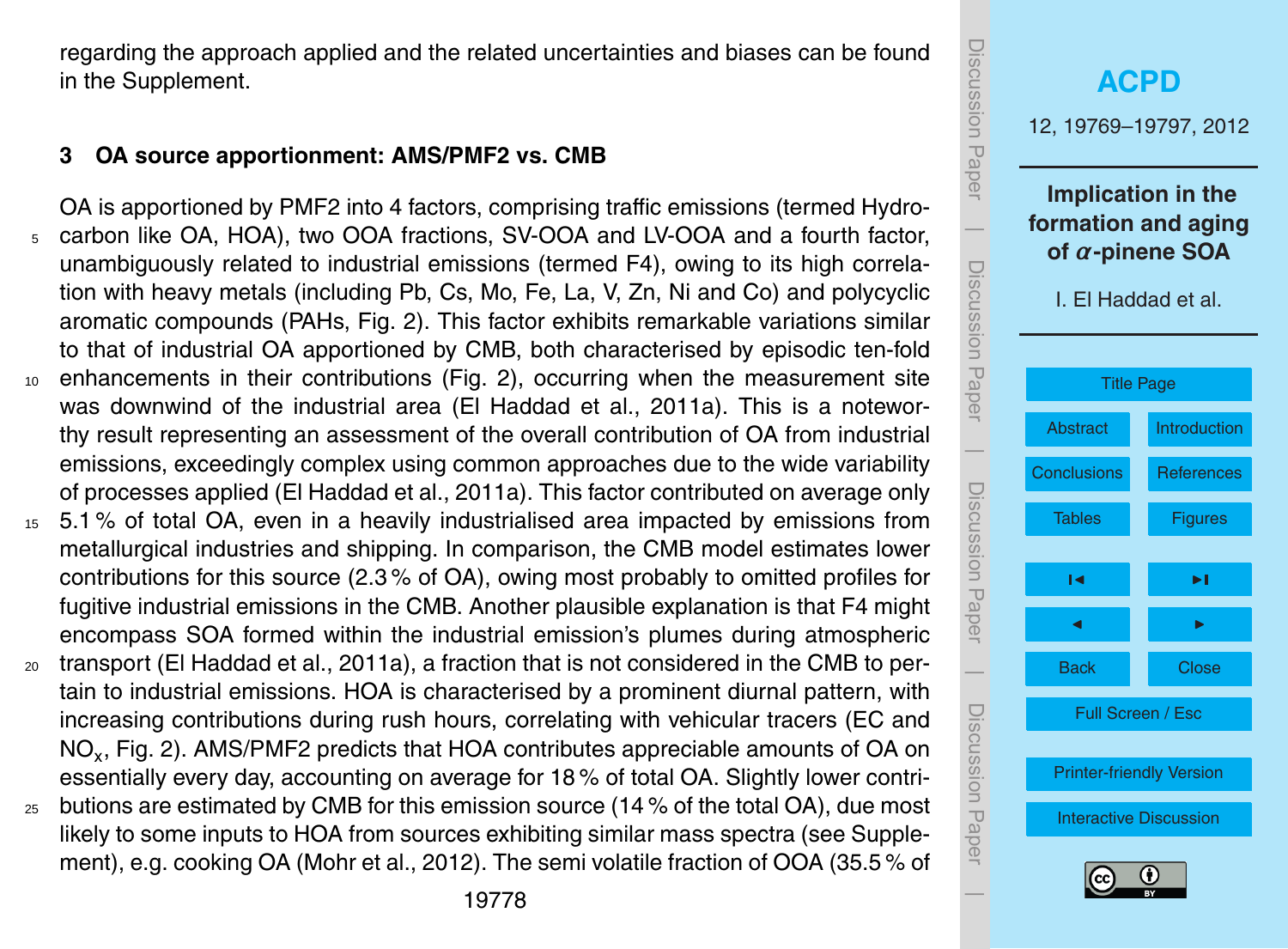regarding the approach applied and the related uncertainties and biases can be found in the Supplement.

## 3 OA source apportionment: AMS/PMF2 vs. CMB

OA is apportioned by PMF2 into 4 factors, comprising traffic emissions (termed Hydrocarbon like OA, HOA), two OOA fractions, SV-OOA and LV-OOA and a fourth factor, unambiguously related to industrial emissions (termed F4), owing to its high correlation with heavy metals (including Pb, Cs, Mo, Fe, La, V, Zn, Ni and Co) and polycyclic aromatic compounds (PAHs, Fig. 2). This factor exhibits remarkable variations similar to that of industrial OA apportioned by CMB, both characterised by episodic ten-fold enhancements in their contributions (Fig. 2), occurring when the measurement site was downwind of the industrial area (El Haddad et al., 2011a). This is a noteworthy result representing an assessment of the overall contribution of OA from industrial emissions, exceedingly complex using common approaches due to the wide variability of processes applied (El Haddad et al., 2011a). This factor contributed on average only 5.1 % of total OA, even in a heavily industrialised area impacted by emissions from metallurgical industries and shipping. In comparison, the CMB model estimates lower contributions for this source (2.3 % of OA), owing most probably to omitted profiles for fugitive industrial emissions in the CMB. Another plausible explanation is that F4 might encompass SOA formed within the industrial emission's plumes during atmospheric transport (El Haddad et al., 2011a), a fraction that is not considered in the CMB to pertain to industrial emissions. HOA is characterised by a prominent diurnal pattern, with increasing contributions during rush hours, correlating with vehicular tracers (EC and $NO_x$, Fig. 2). AMS/PMF2 predicts that HOA contributes appreciable amounts of OA on essentially every day, accounting on average for 18 % of total OA. Slightly lower contributions are estimated by CMB for this emission source (14 % of the total OA), due most likely to some inputs to HOA from sources exhibiting similar mass spectra (see Supplement), e.g. cooking OA (Mohr et al., 2012). The semi volatile fraction of OOA (35.5 % of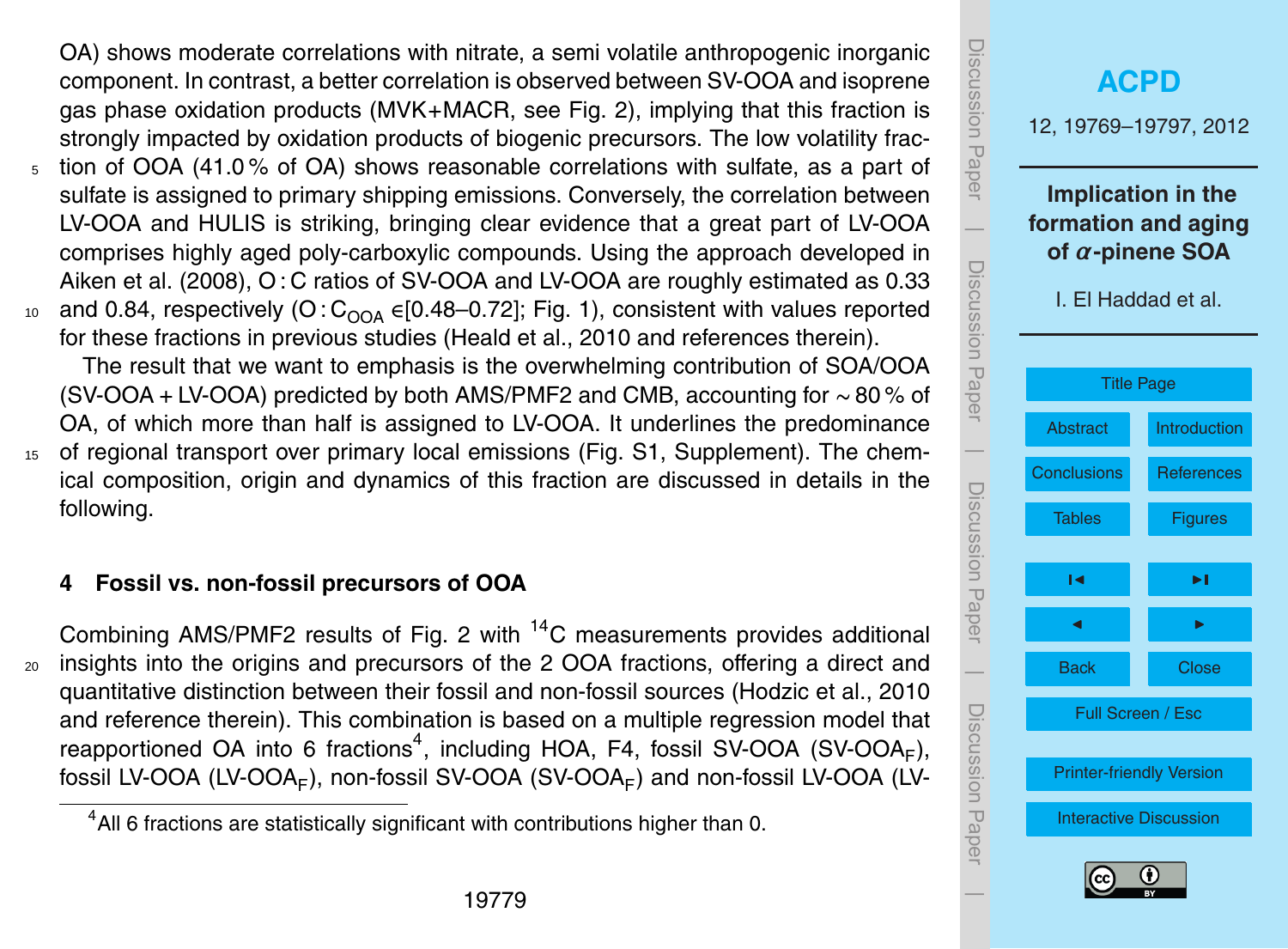OA) shows moderate correlations with nitrate, a semi volatile anthropogenic inorganic component. In contrast, a better correlation is observed between SV-OOA and isoprene gas phase oxidation products (MVK+MACR, see Fig. 2), implying that this fraction is strongly impacted by oxidation products of biogenic precursors. The low volatility fraction of OOA (41.0 % of OA) shows reasonable correlations with sulfate, as a part of sulfate is assigned to primary shipping emissions. Conversely, the correlation between LV-OOA and HULIS is striking, bringing clear evidence that a great part of LV-OOA comprises highly aged poly-carboxylic compounds. Using the approach developed in Aiken et al. (2008), O : C ratios of SV-OOA and LV-OOA are roughly estimated as 0.33 and 0.84, respectively ($O:C_{OOA} \in [0.48–0.72]$; Fig. 1), consistent with values reported for these fractions in previous studies (Heald et al., 2010 and references therein).

The result that we want to emphasis is the overwhelming contribution of SOA/OOA (SV-OOA + LV-OOA) predicted by both AMS/PMF2 and CMB, accounting for ~ 80 % of OA, of which more than half is assigned to LV-OOA. It underlines the predominance of regional transport over primary local emissions (Fig. S1, Supplement). The chemical composition, origin and dynamics of this fraction are discussed in details in the following.

## 4 Fossil vs. non-fossil precursors of OOA

Combining AMS/PMF2 results of Fig. 2 with $^{14}C$ measurements provides additional insights into the origins and precursors of the 2 OOA fractions, offering a direct and quantitative distinction between their fossil and non-fossil sources (Hodzic et al., 2010 and reference therein). This combination is based on a multiple regression model that reapportioned OA into 6 fractions[4], including HOA, F4, fossil SV-OOA ($SV\text{-}OOA_F$), fossil LV-OOA ($LV\text{-}OOA_F$), non-fossil SV-OOA ($SV\text{-}OOA_F$) and non-fossil LV-OOA (LV-

[4] All 6 fractions are statistically significant with contributions higher than 0.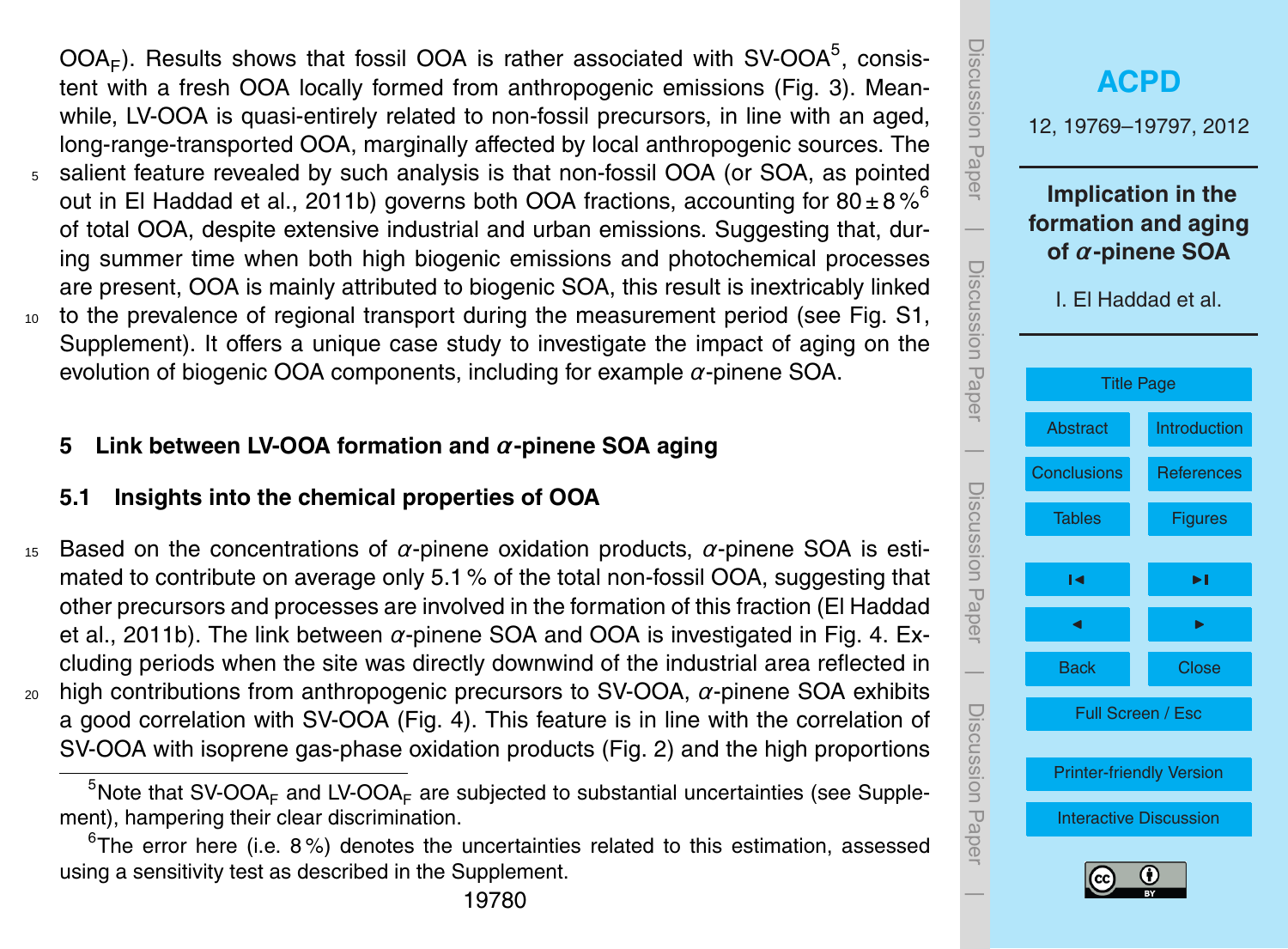$OOA_F$). Results shows that fossil OOA is rather associated with SV-OOA[5], consistent with a fresh OOA locally formed from anthropogenic emissions (Fig. 3). Meanwhile, LV-OOA is quasi-entirely related to non-fossil precursors, in line with an aged, long-range-transported OOA, marginally affected by local anthropogenic sources. The salient feature revealed by such analysis is that non-fossil OOA (or SOA, as pointed out in El Haddad et al., 2011b) governs both OOA fractions, accounting for $80 \pm 8\,\%$[6] of total OOA, despite extensive industrial and urban emissions. Suggesting that, during summer time when both high biogenic emissions and photochemical processes are present, OOA is mainly attributed to biogenic SOA, this result is inextricably linked to the prevalence of regional transport during the measurement period (see Fig. S1, Supplement). It offers a unique case study to investigate the impact of aging on the evolution of biogenic OOA components, including for example $\alpha$-pinene SOA.

## 5 Link between LV-OOA formation and $\alpha$-pinene SOA aging

### 5.1 Insights into the chemical properties of OOA

Based on the concentrations of $\alpha$-pinene oxidation products, $\alpha$-pinene SOA is estimated to contribute on average only 5.1 % of the total non-fossil OOA, suggesting that other precursors and processes are involved in the formation of this fraction (El Haddad et al., 2011b). The link between $\alpha$-pinene SOA and OOA is investigated in Fig. 4. Excluding periods when the site was directly downwind of the industrial area reflected in high contributions from anthropogenic precursors to SV-OOA, $\alpha$-pinene SOA exhibits a good correlation with SV-OOA (Fig. 4). This feature is in line with the correlation of SV-OOA with isoprene gas-phase oxidation products (Fig. 2) and the high proportions

[5]Note that $SV\text{-}OOA_F$ and $LV\text{-}OOA_F$ are subjected to substantial uncertainties (see Supplement), hampering their clear discrimination.

[6]The error here (i.e. 8 %) denotes the uncertainties related to this estimation, assessed using a sensitivity test as described in the Supplement.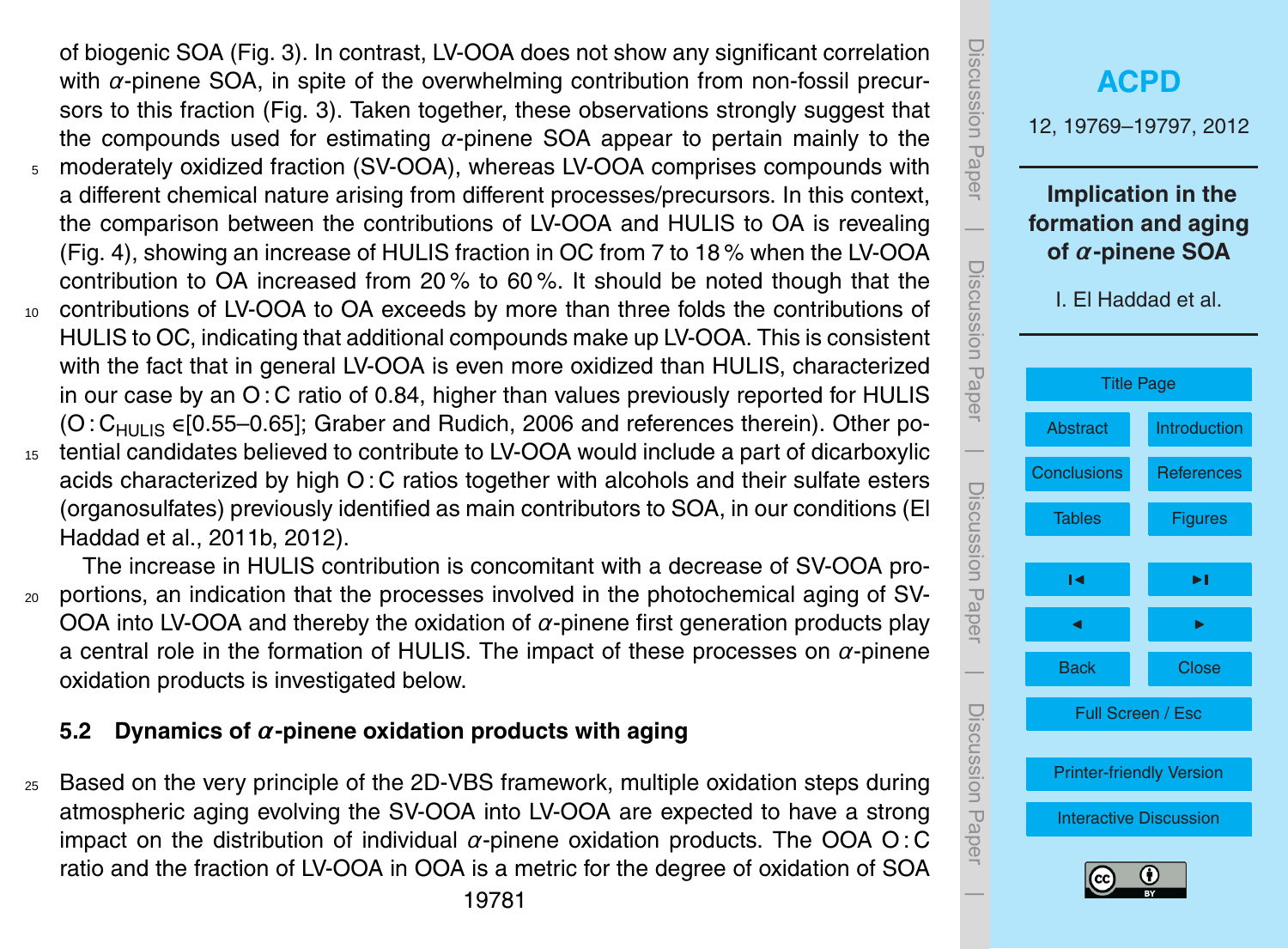of biogenic SOA (Fig. 3). In contrast, LV-OOA does not show any significant correlation with $\alpha$-pinene SOA, in spite of the overwhelming contribution from non-fossil precursors to this fraction (Fig. 3). Taken together, these observations strongly suggest that the compounds used for estimating $\alpha$-pinene SOA appear to pertain mainly to the moderately oxidized fraction (SV-OOA), whereas LV-OOA comprises compounds with a different chemical nature arising from different processes/precursors. In this context, the comparison between the contributions of LV-OOA and HULIS to OA is revealing (Fig. 4), showing an increase of HULIS fraction in OC from 7 to 18 % when the LV-OOA contribution to OA increased from 20 % to 60 %. It should be noted though that the contributions of LV-OOA to OA exceeds by more than three folds the contributions of HULIS to OC, indicating that additional compounds make up LV-OOA. This is consistent with the fact that in general LV-OOA is even more oxidized than HULIS, characterized in our case by an O : C ratio of 0.84, higher than values previously reported for HULIS ($O:C_{HULIS} \in [0.55–0.65]$; Graber and Rudich, 2006 and references therein). Other potential candidates believed to contribute to LV-OOA would include a part of dicarboxylic acids characterized by high O : C ratios together with alcohols and their sulfate esters (organosulfates) previously identified as main contributors to SOA, in our conditions (El Haddad et al., 2011b, 2012).

The increase in HULIS contribution is concomitant with a decrease of SV-OOA proportions, an indication that the processes involved in the photochemical aging of SV-OOA into LV-OOA and thereby the oxidation of $\alpha$-pinene first generation products play a central role in the formation of HULIS. The impact of these processes on $\alpha$-pinene oxidation products is investigated below.

### 5.2 Dynamics of $\alpha$-pinene oxidation products with aging

Based on the very principle of the 2D-VBS framework, multiple oxidation steps during atmospheric aging evolving the SV-OOA into LV-OOA are expected to have a strong impact on the distribution of individual $\alpha$-pinene oxidation products. The OOA O : C ratio and the fraction of LV-OOA in OOA is a metric for the degree of oxidation of SOA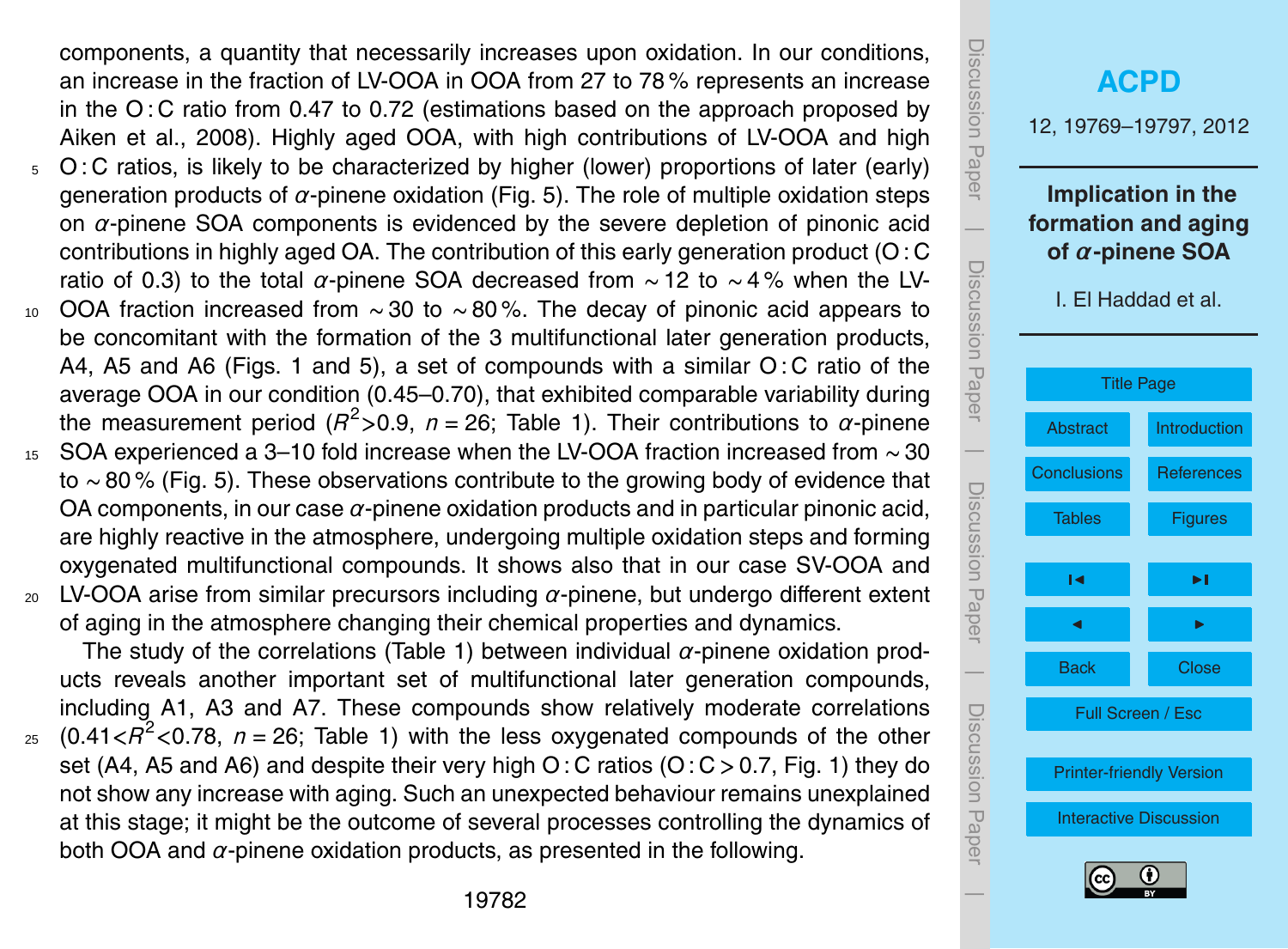components, a quantity that necessarily increases upon oxidation. In our conditions, an increase in the fraction of LV-OOA in OOA from 27 to 78 % represents an increase in the O : C ratio from 0.47 to 0.72 (estimations based on the approach proposed by Aiken et al., 2008). Highly aged OOA, with high contributions of LV-OOA and high O : C ratios, is likely to be characterized by higher (lower) proportions of later (early) generation products of $\alpha$-pinene oxidation (Fig. 5). The role of multiple oxidation steps on $\alpha$-pinene SOA components is evidenced by the severe depletion of pinonic acid contributions in highly aged OA. The contribution of this early generation product (O : C ratio of 0.3) to the total $\alpha$-pinene SOA decreased from ∼12 to ∼4 % when the LV-OOA fraction increased from ∼30 to ∼80 %. The decay of pinonic acid appears to be concomitant with the formation of the 3 multifunctional later generation products, A4, A5 and A6 (Figs. 1 and 5), a set of compounds with a similar O : C ratio of the average OOA in our condition (0.45–0.70), that exhibited comparable variability during the measurement period ($R^2$>0.9, $n = 26$; Table 1). Their contributions to $\alpha$-pinene SOA experienced a 3–10 fold increase when the LV-OOA fraction increased from ∼30 to ∼80 % (Fig. 5). These observations contribute to the growing body of evidence that OA components, in our case $\alpha$-pinene oxidation products and in particular pinonic acid, are highly reactive in the atmosphere, undergoing multiple oxidation steps and forming oxygenated multifunctional compounds. It shows also that in our case SV-OOA and LV-OOA arise from similar precursors including $\alpha$-pinene, but undergo different extent of aging in the atmosphere changing their chemical properties and dynamics.

The study of the correlations (Table 1) between individual $\alpha$-pinene oxidation products reveals another important set of multifunctional later generation compounds, including A1, A3 and A7. These compounds show relatively moderate correlations ($0.41<R^2<0.78$, $n = 26$; Table 1) with the less oxygenated compounds of the other set (A4, A5 and A6) and despite their very high O : C ratios (O : C > 0.7, Fig. 1) they do not show any increase with aging. Such an unexpected behaviour remains unexplained at this stage; it might be the outcome of several processes controlling the dynamics of both OOA and $\alpha$-pinene oxidation products, as presented in the following.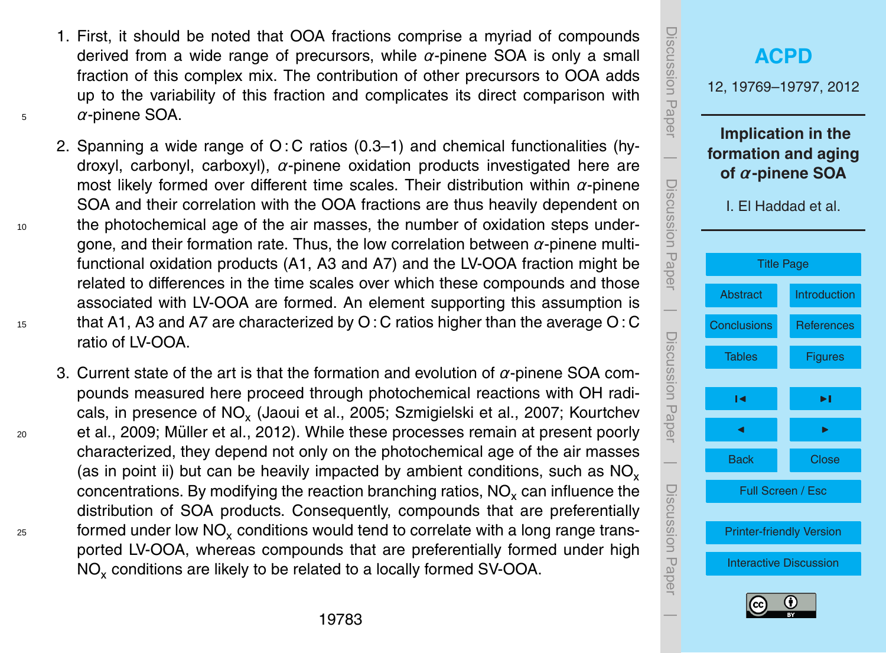1. First, it should be noted that OOA fractions comprise a myriad of compounds derived from a wide range of precursors, while $\alpha$-pinene SOA is only a small fraction of this complex mix. The contribution of other precursors to OOA adds up to the variability of this fraction and complicates its direct comparison with $\alpha$-pinene SOA.

2. Spanning a wide range of O : C ratios (0.3–1) and chemical functionalities (hydroxyl, carbonyl, carboxyl), $\alpha$-pinene oxidation products investigated here are most likely formed over different time scales. Their distribution within $\alpha$-pinene SOA and their correlation with the OOA fractions are thus heavily dependent on the photochemical age of the air masses, the number of oxidation steps undergone, and their formation rate. Thus, the low correlation between $\alpha$-pinene multifunctional oxidation products (A1, A3 and A7) and the LV-OOA fraction might be related to differences in the time scales over which these compounds and those associated with LV-OOA are formed. An element supporting this assumption is that A1, A3 and A7 are characterized by O : C ratios higher than the average O : C ratio of LV-OOA.

3. Current state of the art is that the formation and evolution of $\alpha$-pinene SOA compounds measured here proceed through photochemical reactions with OH radicals, in presence of $NO_x$ (Jaoui et al., 2005; Szmigielski et al., 2007; Kourtchev et al., 2009; Müller et al., 2012). While these processes remain at present poorly characterized, they depend not only on the photochemical age of the air masses (as in point ii) but can be heavily impacted by ambient conditions, such as $NO_x$ concentrations. By modifying the reaction branching ratios, $NO_x$ can influence the distribution of SOA products. Consequently, compounds that are preferentially formed under low $NO_x$ conditions would tend to correlate with a long range transported LV-OOA, whereas compounds that are preferentially formed under high $NO_x$ conditions are likely to be related to a locally formed SV-OOA.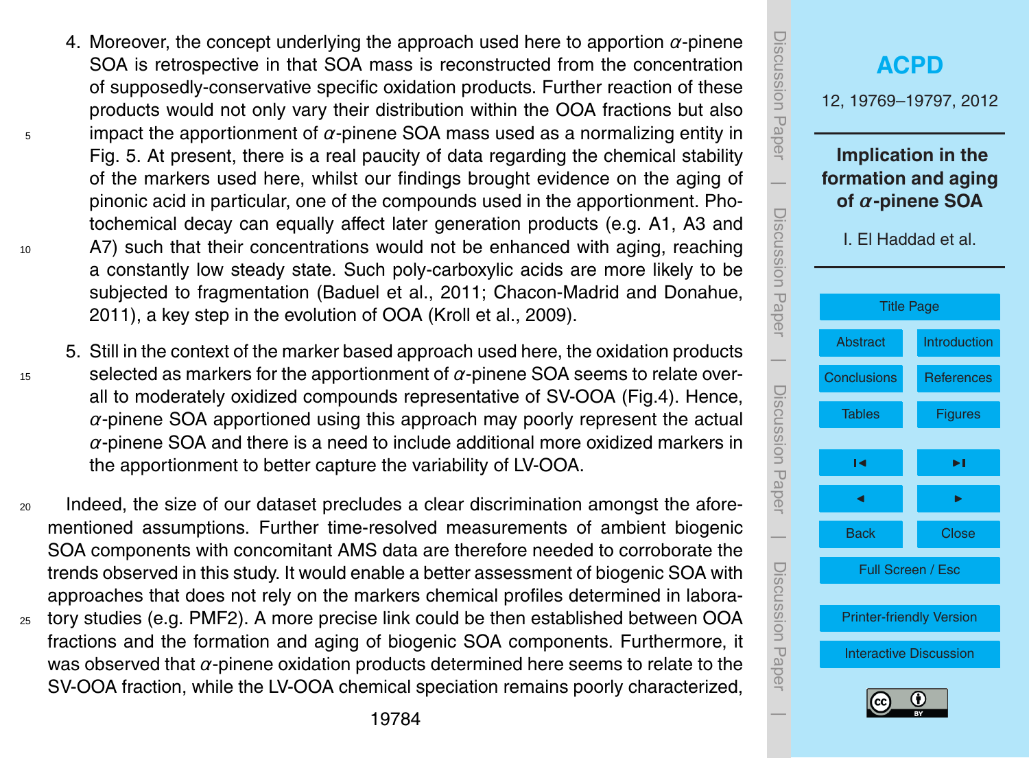4. Moreover, the concept underlying the approach used here to apportion $\alpha$-pinene SOA is retrospective in that SOA mass is reconstructed from the concentration of supposedly-conservative specific oxidation products. Further reaction of these products would not only vary their distribution within the OOA fractions but also impact the apportionment of $\alpha$-pinene SOA mass used as a normalizing entity in Fig. 5. At present, there is a real paucity of data regarding the chemical stability of the markers used here, whilst our findings brought evidence on the aging of pinonic acid in particular, one of the compounds used in the apportionment. Photochemical decay can equally affect later generation products (e.g. A1, A3 and A7) such that their concentrations would not be enhanced with aging, reaching a constantly low steady state. Such poly-carboxylic acids are more likely to be subjected to fragmentation (Baduel et al., 2011; Chacon-Madrid and Donahue, 2011), a key step in the evolution of OOA (Kroll et al., 2009).

5. Still in the context of the marker based approach used here, the oxidation products selected as markers for the apportionment of $\alpha$-pinene SOA seems to relate overall to moderately oxidized compounds representative of SV-OOA (Fig.4). Hence, $\alpha$-pinene SOA apportioned using this approach may poorly represent the actual $\alpha$-pinene SOA and there is a need to include additional more oxidized markers in the apportionment to better capture the variability of LV-OOA.

Indeed, the size of our dataset precludes a clear discrimination amongst the aforementioned assumptions. Further time-resolved measurements of ambient biogenic SOA components with concomitant AMS data are therefore needed to corroborate the trends observed in this study. It would enable a better assessment of biogenic SOA with approaches that does not rely on the markers chemical profiles determined in laboratory studies (e.g. PMF2). A more precise link could be then established between OOA fractions and the formation and aging of biogenic SOA components. Furthermore, it was observed that $\alpha$-pinene oxidation products determined here seems to relate to the SV-OOA fraction, while the LV-OOA chemical speciation remains poorly characterized,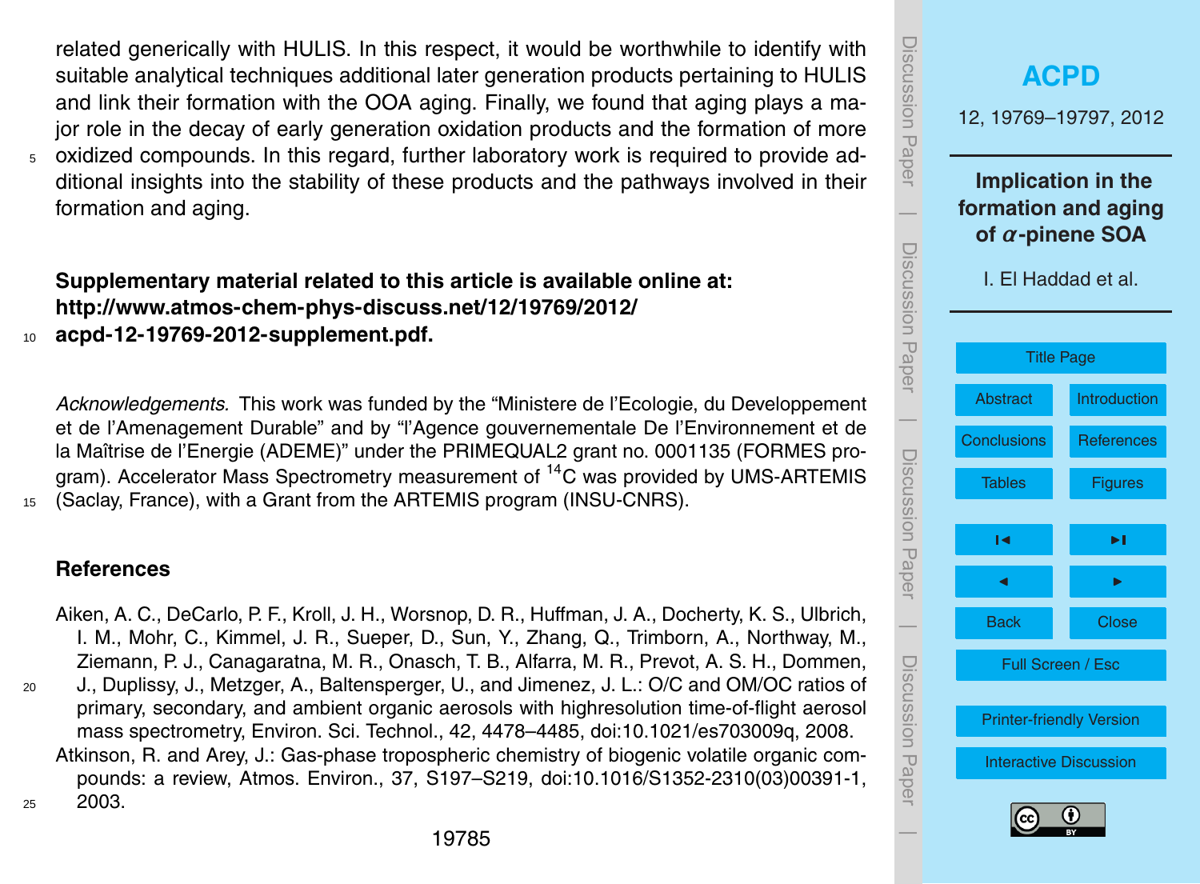related generically with HULIS. In this respect, it would be worthwhile to identify with suitable analytical techniques additional later generation products pertaining to HULIS and link their formation with the OOA aging. Finally, we found that aging plays a major role in the decay of early generation oxidation products and the formation of more oxidized compounds. In this regard, further laboratory work is required to provide additional insights into the stability of these products and the pathways involved in their formation and aging.

**Supplementary material related to this article is available online at: http://www.atmos-chem-phys-discuss.net/12/19769/2012/acpd-12-19769-2012-supplement.pdf.**

*Acknowledgements.* This work was funded by the "Ministere de l'Ecologie, du Developpement et de l'Amenagement Durable" and by "l'Agence gouvernementale De l'Environnement et de la Maîtrise de l'Energie (ADEME)" under the PRIMEQUAL2 grant no. 0001135 (FORMES program). Accelerator Mass Spectrometry measurement of $^{14}C$ was provided by UMS-ARTEMIS (Saclay, France), with a Grant from the ARTEMIS program (INSU-CNRS).

## References

Aiken, A. C., DeCarlo, P. F., Kroll, J. H., Worsnop, D. R., Huffman, J. A., Docherty, K. S., Ulbrich, I. M., Mohr, C., Kimmel, J. R., Sueper, D., Sun, Y., Zhang, Q., Trimborn, A., Northway, M., Ziemann, P. J., Canagaratna, M. R., Onasch, T. B., Alfarra, M. R., Prevot, A. S. H., Dommen, J., Duplissy, J., Metzger, A., Baltensperger, U., and Jimenez, J. L.: O/C and OM/OC ratios of primary, secondary, and ambient organic aerosols with highresolution time-of-flight aerosol mass spectrometry, Environ. Sci. Technol., 42, 4478–4485, doi:10.1021/es703009q, 2008.

Atkinson, R. and Arey, J.: Gas-phase tropospheric chemistry of biogenic volatile organic compounds: a review, Atmos. Environ., 37, S197–S219, doi:10.1016/S1352-2310(03)00391-1, 2003.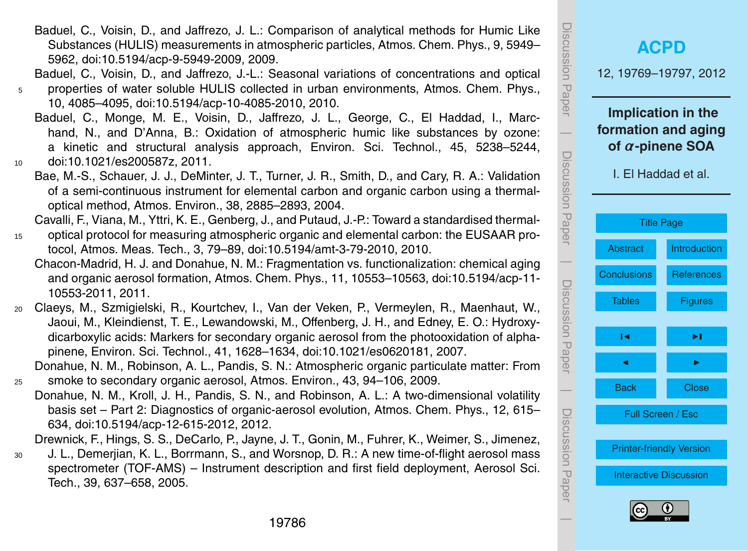Baduel, C., Voisin, D., and Jaffrezo, J. L.: Comparison of analytical methods for Humic Like Substances (HULIS) measurements in atmospheric particles, Atmos. Chem. Phys., 9, 5949–5962, doi:10.5194/acp-9-5949-2009, 2009.

Baduel, C., Voisin, D., and Jaffrezo, J.-L.: Seasonal variations of concentrations and optical properties of water soluble HULIS collected in urban environments, Atmos. Chem. Phys., 10, 4085–4095, doi:10.5194/acp-10-4085-2010, 2010.

Baduel, C., Monge, M. E., Voisin, D., Jaffrezo, J. L., George, C., El Haddad, I., Marchand, N., and D'Anna, B.: Oxidation of atmospheric humic like substances by ozone: a kinetic and structural analysis approach, Environ. Sci. Technol., 45, 5238–5244, doi:10.1021/es200587z, 2011.

Bae, M.-S., Schauer, J. J., DeMinter, J. T., Turner, J. R., Smith, D., and Cary, R. A.: Validation of a semi-continuous instrument for elemental carbon and organic carbon using a thermal-optical method, Atmos. Environ., 38, 2885–2893, 2004.

Cavalli, F., Viana, M., Yttri, K. E., Genberg, J., and Putaud, J.-P.: Toward a standardised thermal-optical protocol for measuring atmospheric organic and elemental carbon: the EUSAAR protocol, Atmos. Meas. Tech., 3, 79–89, doi:10.5194/amt-3-79-2010, 2010.

Chacon-Madrid, H. J. and Donahue, N. M.: Fragmentation vs. functionalization: chemical aging and organic aerosol formation, Atmos. Chem. Phys., 11, 10553–10563, doi:10.5194/acp-11-10553-2011, 2011.

Claeys, M., Szmigielski, R., Kourtchev, I., Van der Veken, P., Vermeylen, R., Maenhaut, W., Jaoui, M., Kleindienst, T. E., Lewandowski, M., Offenberg, J. H., and Edney, E. O.: Hydroxydicarboxylic acids: Markers for secondary organic aerosol from the photooxidation of alpha-pinene, Environ. Sci. Technol., 41, 1628–1634, doi:10.1021/es0620181, 2007.

Donahue, N. M., Robinson, A. L., Pandis, S. N.: Atmospheric organic particulate matter: From smoke to secondary organic aerosol, Atmos. Environ., 43, 94–106, 2009.

Donahue, N. M., Kroll, J. H., Pandis, S. N., and Robinson, A. L.: A two-dimensional volatility basis set – Part 2: Diagnostics of organic-aerosol evolution, Atmos. Chem. Phys., 12, 615–634, doi:10.5194/acp-12-615-2012, 2012.

Drewnick, F., Hings, S. S., DeCarlo, P., Jayne, J. T., Gonin, M., Fuhrer, K., Weimer, S., Jimenez, J. L., Demerjian, K. L., Borrmann, S., and Worsnop, D. R.: A new time-of-flight aerosol mass spectrometer (TOF-AMS) – Instrument description and first field deployment, Aerosol Sci. Tech., 39, 637–658, 2005.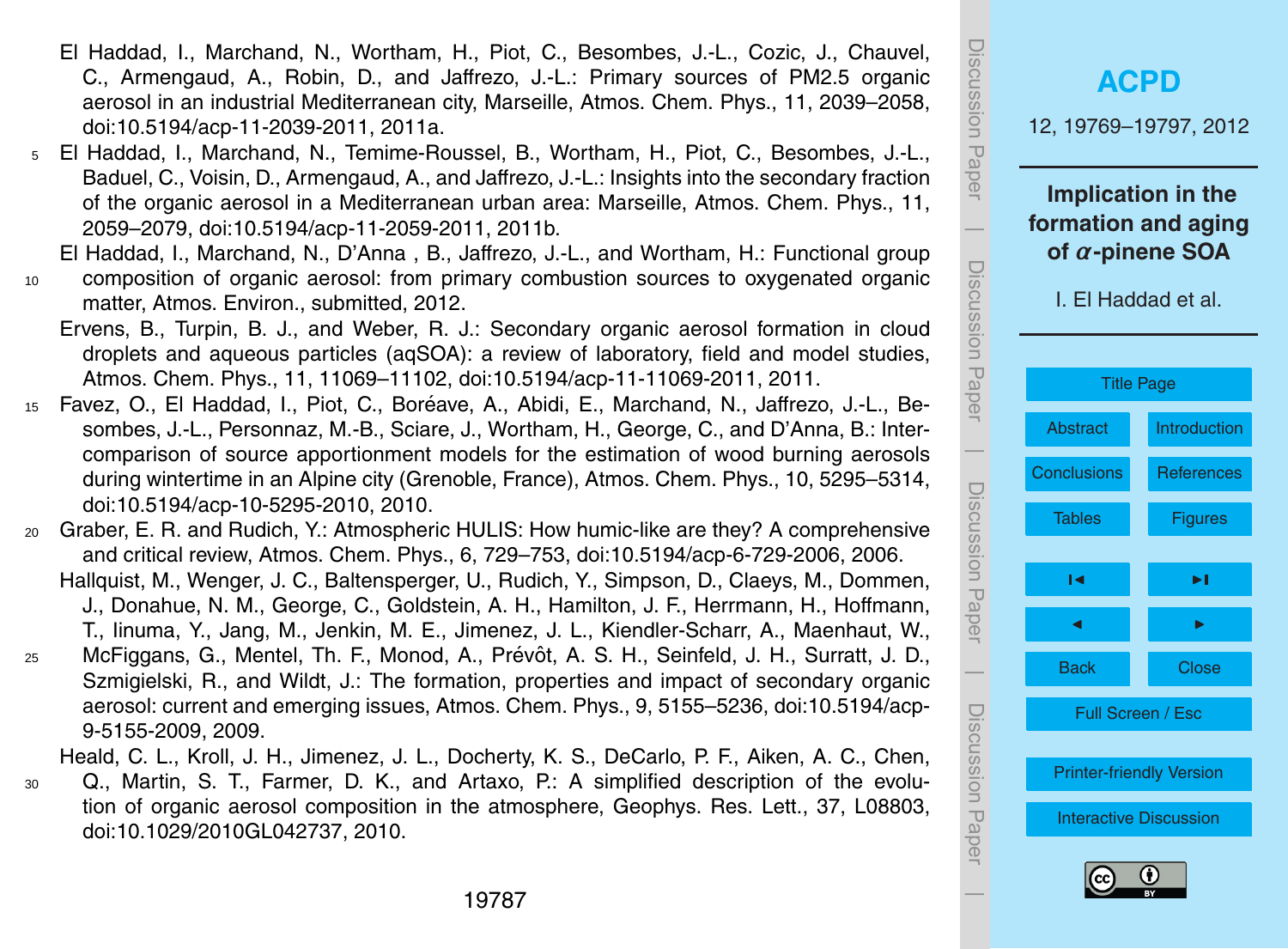El Haddad, I., Marchand, N., Wortham, H., Piot, C., Besombes, J.-L., Cozic, J., Chauvel, C., Armengaud, A., Robin, D., and Jaffrezo, J.-L.: Primary sources of PM2.5 organic aerosol in an industrial Mediterranean city, Marseille, Atmos. Chem. Phys., 11, 2039–2058, doi:10.5194/acp-11-2039-2011, 2011a.

El Haddad, I., Marchand, N., Temime-Roussel, B., Wortham, H., Piot, C., Besombes, J.-L., Baduel, C., Voisin, D., Armengaud, A., and Jaffrezo, J.-L.: Insights into the secondary fraction of the organic aerosol in a Mediterranean urban area: Marseille, Atmos. Chem. Phys., 11, 2059–2079, doi:10.5194/acp-11-2059-2011, 2011b.

El Haddad, I., Marchand, N., D'Anna , B., Jaffrezo, J.-L., and Wortham, H.: Functional group composition of organic aerosol: from primary combustion sources to oxygenated organic matter, Atmos. Environ., submitted, 2012.

Ervens, B., Turpin, B. J., and Weber, R. J.: Secondary organic aerosol formation in cloud droplets and aqueous particles (aqSOA): a review of laboratory, field and model studies, Atmos. Chem. Phys., 11, 11069–11102, doi:10.5194/acp-11-11069-2011, 2011.

Favez, O., El Haddad, I., Piot, C., Boréave, A., Abidi, E., Marchand, N., Jaffrezo, J.-L., Besombes, J.-L., Personnaz, M.-B., Sciare, J., Wortham, H., George, C., and D'Anna, B.: Intercomparison of source apportionment models for the estimation of wood burning aerosols during wintertime in an Alpine city (Grenoble, France), Atmos. Chem. Phys., 10, 5295–5314, doi:10.5194/acp-10-5295-2010, 2010.

Graber, E. R. and Rudich, Y.: Atmospheric HULIS: How humic-like are they? A comprehensive and critical review, Atmos. Chem. Phys., 6, 729–753, doi:10.5194/acp-6-729-2006, 2006.

Hallquist, M., Wenger, J. C., Baltensperger, U., Rudich, Y., Simpson, D., Claeys, M., Dommen, J., Donahue, N. M., George, C., Goldstein, A. H., Hamilton, J. F., Herrmann, H., Hoffmann, T., Iinuma, Y., Jang, M., Jenkin, M. E., Jimenez, J. L., Kiendler-Scharr, A., Maenhaut, W., McFiggans, G., Mentel, Th. F., Monod, A., Prévôt, A. S. H., Seinfeld, J. H., Surratt, J. D., Szmigielski, R., and Wildt, J.: The formation, properties and impact of secondary organic aerosol: current and emerging issues, Atmos. Chem. Phys., 9, 5155–5236, doi:10.5194/acp-9-5155-2009, 2009.

Heald, C. L., Kroll, J. H., Jimenez, J. L., Docherty, K. S., DeCarlo, P. F., Aiken, A. C., Chen, Q., Martin, S. T., Farmer, D. K., and Artaxo, P.: A simplified description of the evolution of organic aerosol composition in the atmosphere, Geophys. Res. Lett., 37, L08803, doi:10.1029/2010GL042737, 2010.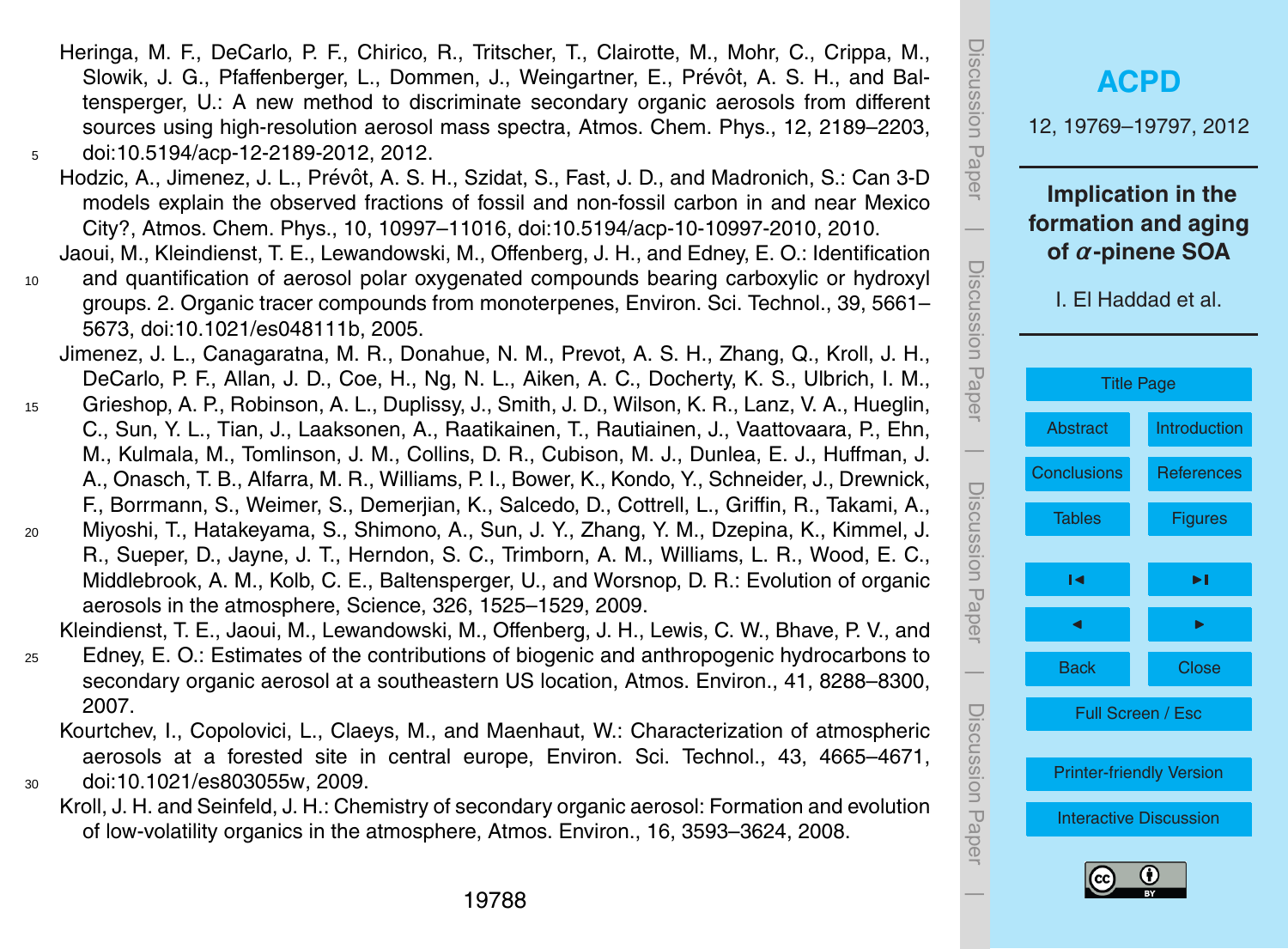Heringa, M. F., DeCarlo, P. F., Chirico, R., Tritscher, T., Clairotte, M., Mohr, C., Crippa, M., Slowik, J. G., Pfaffenberger, L., Dommen, J., Weingartner, E., Prévôt, A. S. H., and Baltensperger, U.: A new method to discriminate secondary organic aerosols from different sources using high-resolution aerosol mass spectra, Atmos. Chem. Phys., 12, 2189–2203, doi:10.5194/acp-12-2189-2012, 2012.

Hodzic, A., Jimenez, J. L., Prévôt, A. S. H., Szidat, S., Fast, J. D., and Madronich, S.: Can 3-D models explain the observed fractions of fossil and non-fossil carbon in and near Mexico City?, Atmos. Chem. Phys., 10, 10997–11016, doi:10.5194/acp-10-10997-2010, 2010.

Jaoui, M., Kleindienst, T. E., Lewandowski, M., Offenberg, J. H., and Edney, E. O.: Identification and quantification of aerosol polar oxygenated compounds bearing carboxylic or hydroxyl groups. 2. Organic tracer compounds from monoterpenes, Environ. Sci. Technol., 39, 5661–5673, doi:10.1021/es048111b, 2005.

Jimenez, J. L., Canagaratna, M. R., Donahue, N. M., Prevot, A. S. H., Zhang, Q., Kroll, J. H., DeCarlo, P. F., Allan, J. D., Coe, H., Ng, N. L., Aiken, A. C., Docherty, K. S., Ulbrich, I. M., Grieshop, A. P., Robinson, A. L., Duplissy, J., Smith, J. D., Wilson, K. R., Lanz, V. A., Hueglin, C., Sun, Y. L., Tian, J., Laaksonen, A., Raatikainen, T., Rautiainen, J., Vaattovaara, P., Ehn, M., Kulmala, M., Tomlinson, J. M., Collins, D. R., Cubison, M. J., Dunlea, E. J., Huffman, J. A., Onasch, T. B., Alfarra, M. R., Williams, P. I., Bower, K., Kondo, Y., Schneider, J., Drewnick, F., Borrmann, S., Weimer, S., Demerjian, K., Salcedo, D., Cottrell, L., Griffin, R., Takami, A., Miyoshi, T., Hatakeyama, S., Shimono, A., Sun, J. Y., Zhang, Y. M., Dzepina, K., Kimmel, J. R., Sueper, D., Jayne, J. T., Herndon, S. C., Trimborn, A. M., Williams, L. R., Wood, E. C., Middlebrook, A. M., Kolb, C. E., Baltensperger, U., and Worsnop, D. R.: Evolution of organic aerosols in the atmosphere, Science, 326, 1525–1529, 2009.

Kleindienst, T. E., Jaoui, M., Lewandowski, M., Offenberg, J. H., Lewis, C. W., Bhave, P. V., and Edney, E. O.: Estimates of the contributions of biogenic and anthropogenic hydrocarbons to secondary organic aerosol at a southeastern US location, Atmos. Environ., 41, 8288–8300, 2007.

Kourtchev, I., Copolovici, L., Claeys, M., and Maenhaut, W.: Characterization of atmospheric aerosols at a forested site in central europe, Environ. Sci. Technol., 43, 4665–4671, doi:10.1021/es803055w, 2009.

Kroll, J. H. and Seinfeld, J. H.: Chemistry of secondary organic aerosol: Formation and evolution of low-volatility organics in the atmosphere, Atmos. Environ., 16, 3593–3624, 2008.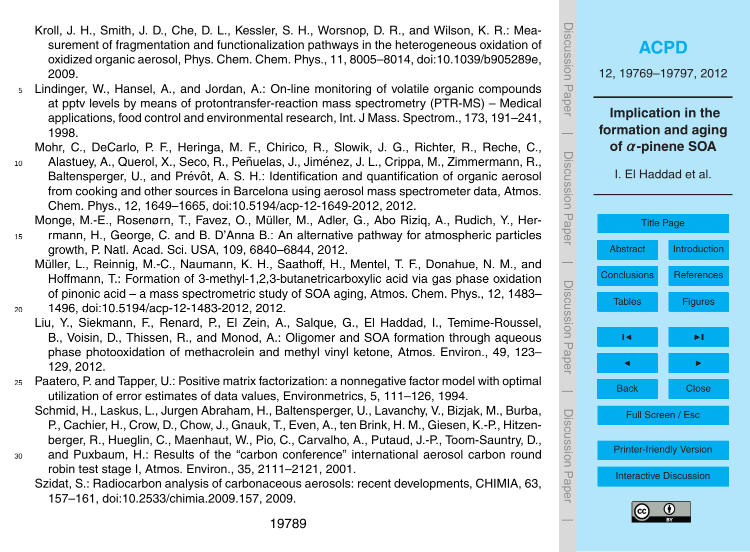Kroll, J. H., Smith, J. D., Che, D. L., Kessler, S. H., Worsnop, D. R., and Wilson, K. R.: Measurement of fragmentation and functionalization pathways in the heterogeneous oxidation of oxidized organic aerosol, Phys. Chem. Chem. Phys., 11, 8005–8014, doi:10.1039/b905289e, 2009.

Lindinger, W., Hansel, A., and Jordan, A.: On-line monitoring of volatile organic compounds at pptv levels by means of protontransfer-reaction mass spectrometry (PTR-MS) – Medical applications, food control and environmental research, Int. J Mass. Spectrom., 173, 191–241, 1998.

Mohr, C., DeCarlo, P. F., Heringa, M. F., Chirico, R., Slowik, J. G., Richter, R., Reche, C., Alastuey, A., Querol, X., Seco, R., Peñuelas, J., Jiménez, J. L., Crippa, M., Zimmermann, R., Baltensperger, U., and Prévôt, A. S. H.: Identification and quantification of organic aerosol from cooking and other sources in Barcelona using aerosol mass spectrometer data, Atmos. Chem. Phys., 12, 1649–1665, doi:10.5194/acp-12-1649-2012, 2012.

Monge, M.-E., Rosenørn, T., Favez, O., Müller, M., Adler, G., Abo Riziq, A., Rudich, Y., Herrmann, H., George, C. and B. D'Anna B.: An alternative pathway for atmospheric particles growth, P. Natl. Acad. Sci. USA, 109, 6840–6844, 2012.

Müller, L., Reinnig, M.-C., Naumann, K. H., Saathoff, H., Mentel, T. F., Donahue, N. M., and Hoffmann, T.: Formation of 3-methyl-1,2,3-butanetricarboxylic acid via gas phase oxidation of pinonic acid – a mass spectrometric study of SOA aging, Atmos. Chem. Phys., 12, 1483–1496, doi:10.5194/acp-12-1483-2012, 2012.

Liu, Y., Siekmann, F., Renard, P., El Zein, A., Salque, G., El Haddad, I., Temime-Roussel, B., Voisin, D., Thissen, R., and Monod, A.: Oligomer and SOA formation through aqueous phase photooxidation of methacrolein and methyl vinyl ketone, Atmos. Environ., 49, 123–129, 2012.

Paatero, P. and Tapper, U.: Positive matrix factorization: a nonnegative factor model with optimal utilization of error estimates of data values, Environmetrics, 5, 111–126, 1994.

Schmid, H., Laskus, L., Jurgen Abraham, H., Baltensperger, U., Lavanchy, V., Bizjak, M., Burba, P., Cachier, H., Crow, D., Chow, J., Gnauk, T., Even, A., ten Brink, H. M., Giesen, K.-P., Hitzenberger, R., Hueglin, C., Maenhaut, W., Pio, C., Carvalho, A., Putaud, J.-P., Toom-Sauntry, D., and Puxbaum, H.: Results of the "carbon conference" international aerosol carbon round robin test stage I, Atmos. Environ., 35, 2111–2121, 2001.

Szidat, S.: Radiocarbon analysis of carbonaceous aerosols: recent developments, CHIMIA, 63, 157–161, doi:10.2533/chimia.2009.157, 2009.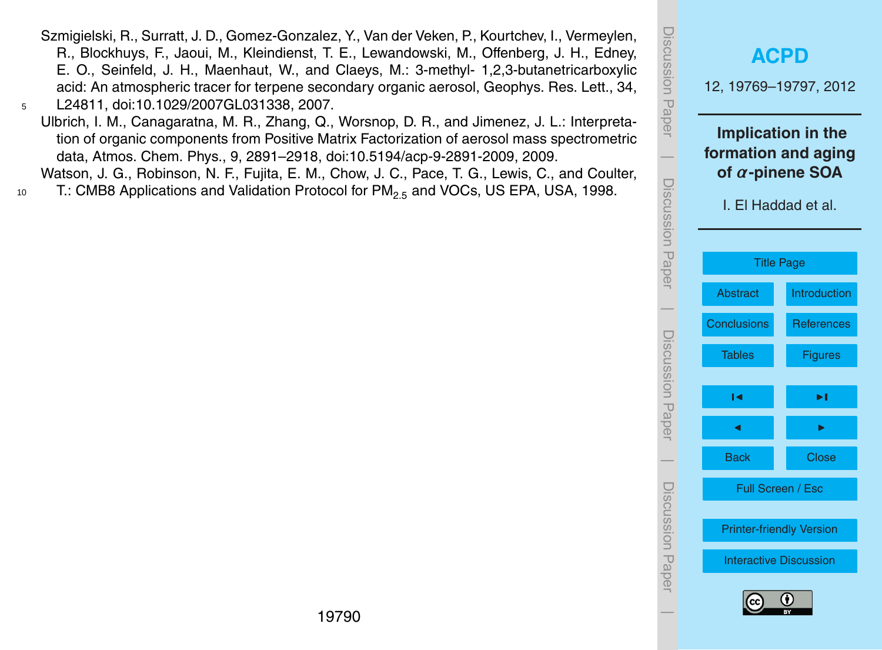Szmigielski, R., Surratt, J. D., Gomez-Gonzalez, Y., Van der Veken, P., Kourtchev, I., Vermeylen, R., Blockhuys, F., Jaoui, M., Kleindienst, T. E., Lewandowski, M., Offenberg, J. H., Edney, E. O., Seinfeld, J. H., Maenhaut, W., and Claeys, M.: 3-methyl- 1,2,3-butanetricarboxylic acid: An atmospheric tracer for terpene secondary organic aerosol, Geophys. Res. Lett., 34, L24811, doi:10.1029/2007GL031338, 2007.

Ulbrich, I. M., Canagaratna, M. R., Zhang, Q., Worsnop, D. R., and Jimenez, J. L.: Interpretation of organic components from Positive Matrix Factorization of aerosol mass spectrometric data, Atmos. Chem. Phys., 9, 2891–2918, doi:10.5194/acp-9-2891-2009, 2009.

Watson, J. G., Robinson, N. F., Fujita, E. M., Chow, J. C., Pace, T. G., Lewis, C., and Coulter, T.: CMB8 Applications and Validation Protocol for $PM_{2.5}$ and VOCs, US EPA, USA, 1998.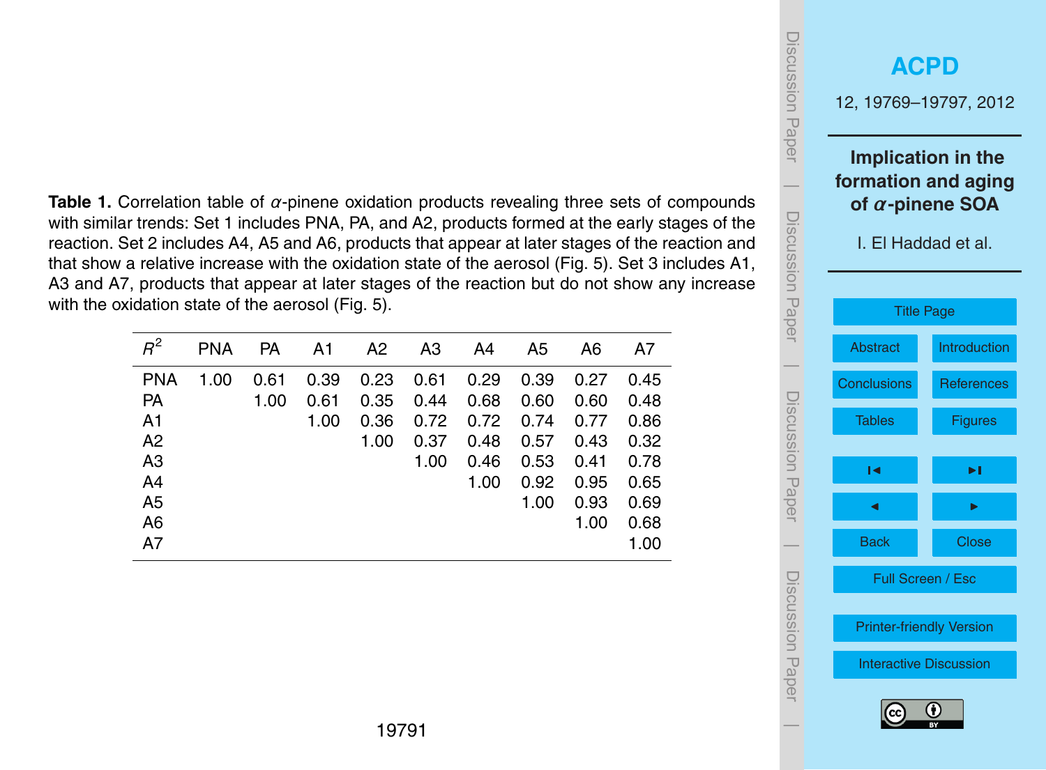**Table 1.** Correlation table of $\alpha$-pinene oxidation products revealing three sets of compounds with similar trends: Set 1 includes PNA, PA, and A2, products formed at the early stages of the reaction. Set 2 includes A4, A5 and A6, products that appear at later stages of the reaction and that show a relative increase with the oxidation state of the aerosol (Fig. 5). Set 3 includes A1, A3 and A7, products that appear at later stages of the reaction but do not show any increase with the oxidation state of the aerosol (Fig. 5).

| $R^2$ | PNA | PA | A1 | A2 | A3 | A4 | A5 | A6 | A7 |
|---|---|---|---|---|---|---|---|---|---|
| PNA | 1.00 | 0.61 | 0.39 | 0.23 | 0.61 | 0.29 | 0.39 | 0.27 | 0.45 |
| PA | | 1.00 | 0.61 | 0.35 | 0.44 | 0.68 | 0.60 | 0.60 | 0.48 |
| A1 | | | 1.00 | 0.36 | 0.72 | 0.72 | 0.74 | 0.77 | 0.86 |
| A2 | | | | 1.00 | 0.37 | 0.48 | 0.57 | 0.43 | 0.32 |
| A3 | | | | | 1.00 | 0.46 | 0.53 | 0.41 | 0.78 |
| A4 | | | | | | 1.00 | 0.92 | 0.95 | 0.65 |
| A5 | | | | | | | 1.00 | 0.93 | 0.69 |
| A6 | | | | | | | | 1.00 | 0.68 |
| A7 | | | | | | | | | 1.00 |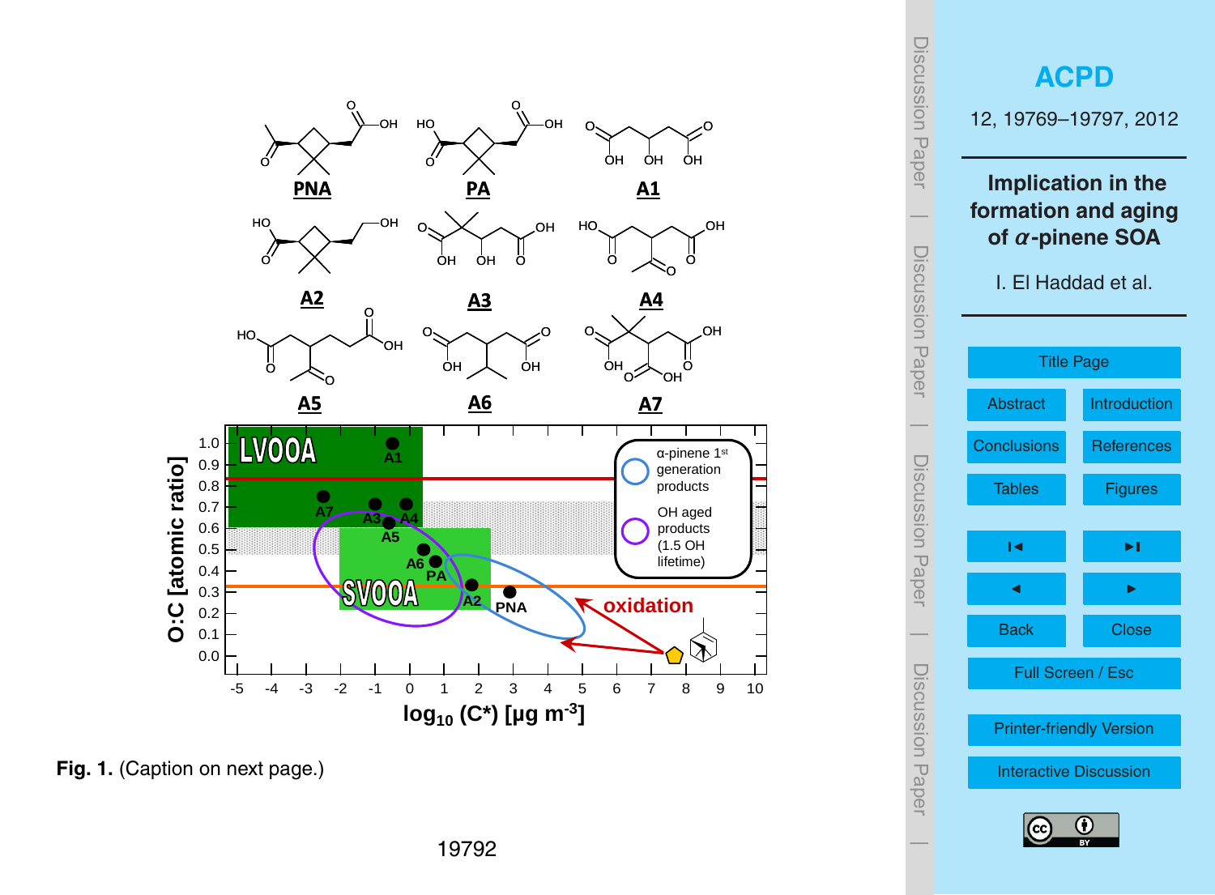**Fig. 1.** (Caption on next page.)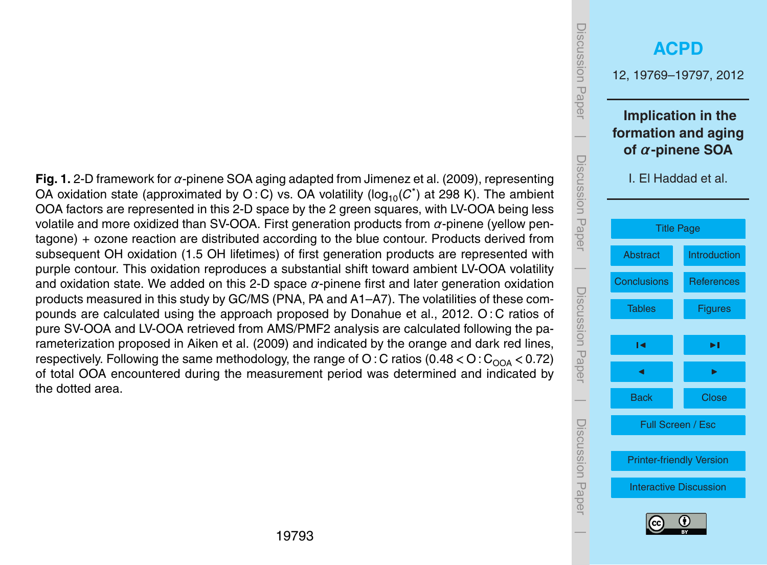**Fig. 1.** 2-D framework for $\alpha$-pinene SOA aging adapted from Jimenez et al. (2009), representing OA oxidation state (approximated by O : C) vs. OA volatility ($\log_{10}(C^*)$ at 298 K). The ambient OOA factors are represented in this 2-D space by the 2 green squares, with LV-OOA being less volatile and more oxidized than SV-OOA. First generation products from $\alpha$-pinene (yellow pentagone) + ozone reaction are distributed according to the blue contour. Products derived from subsequent OH oxidation (1.5 OH lifetimes) of first generation products are represented with purple contour. This oxidation reproduces a substantial shift toward ambient LV-OOA volatility and oxidation state. We added on this 2-D space $\alpha$-pinene first and later generation oxidation products measured in this study by GC/MS (PNA, PA and A1–A7). The volatilities of these compounds are calculated using the approach proposed by Donahue et al., 2012. O : C ratios of pure SV-OOA and LV-OOA retrieved from AMS/PMF2 analysis are calculated following the parameterization proposed in Aiken et al. (2009) and indicated by the orange and dark red lines, respectively. Following the same methodology, the range of O : C ratios ($0.48 < O:C_{OOA} < 0.72$) of total OOA encountered during the measurement period was determined and indicated by the dotted area.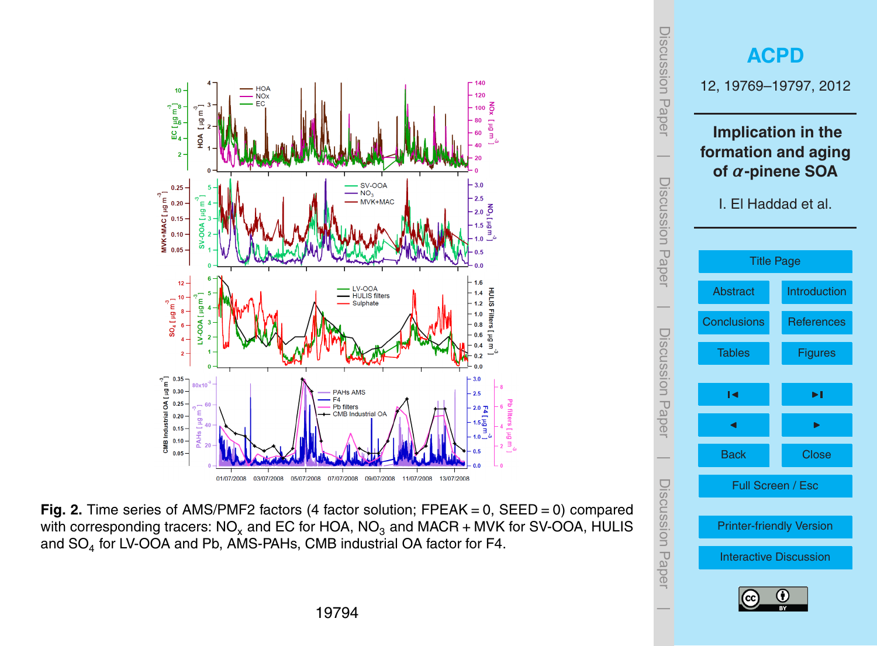**Fig. 2.** Time series of AMS/PMF2 factors (4 factor solution; FPEAK = 0, SEED = 0) compared with corresponding tracers: $NO_x$ and EC for HOA, $NO_3$ and MACR + MVK for SV-OOA, HULIS and $SO_4$ for LV-OOA and Pb, AMS-PAHs, CMB industrial OA factor for F4.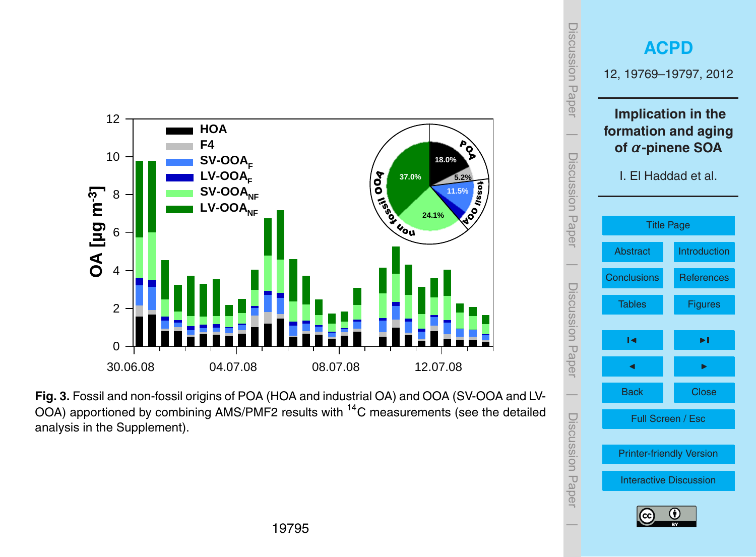**Fig. 3.** Fossil and non-fossil origins of POA (HOA and industrial OA) and OOA (SV-OOA and LV-OOA) apportioned by combining AMS/PMF2 results with $^{14}C$ measurements (see the detailed analysis in the Supplement).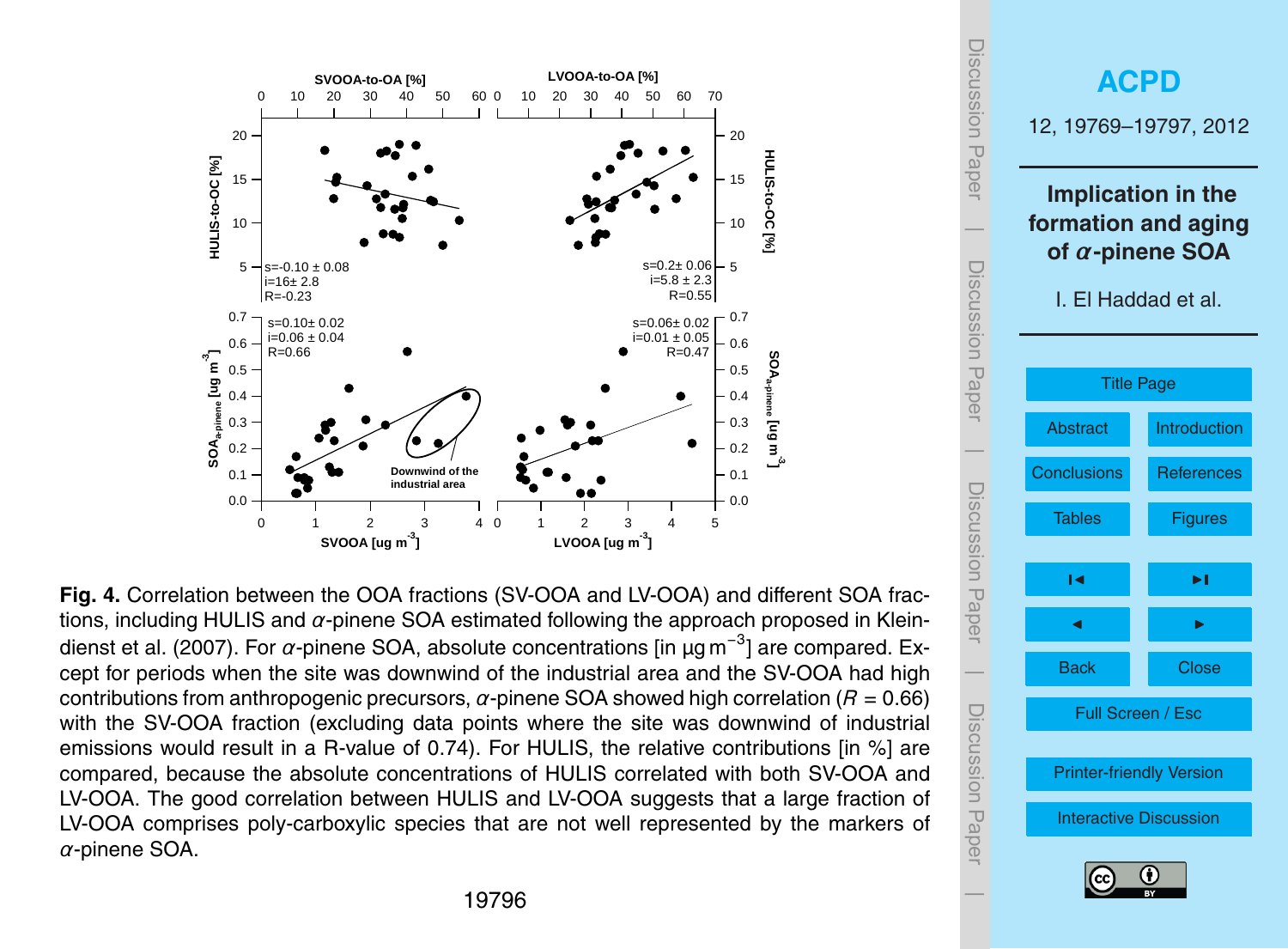**Fig. 4.** Correlation between the OOA fractions (SV-OOA and LV-OOA) and different SOA fractions, including HULIS and $\alpha$-pinene SOA estimated following the approach proposed in Kleindienst et al. (2007). For $\alpha$-pinene SOA, absolute concentrations [in $\mu g\, m^{-3}$] are compared. Except for periods when the site was downwind of the industrial area and the SV-OOA had high contributions from anthropogenic precursors, $\alpha$-pinene SOA showed high correlation ($R = 0.66$) with the SV-OOA fraction (excluding data points where the site was downwind of industrial emissions would result in a R-value of 0.74). For HULIS, the relative contributions [in %] are compared, because the absolute concentrations of HULIS correlated with both SV-OOA and LV-OOA. The good correlation between HULIS and LV-OOA suggests that a large fraction of LV-OOA comprises poly-carboxylic species that are not well represented by the markers of $\alpha$-pinene SOA.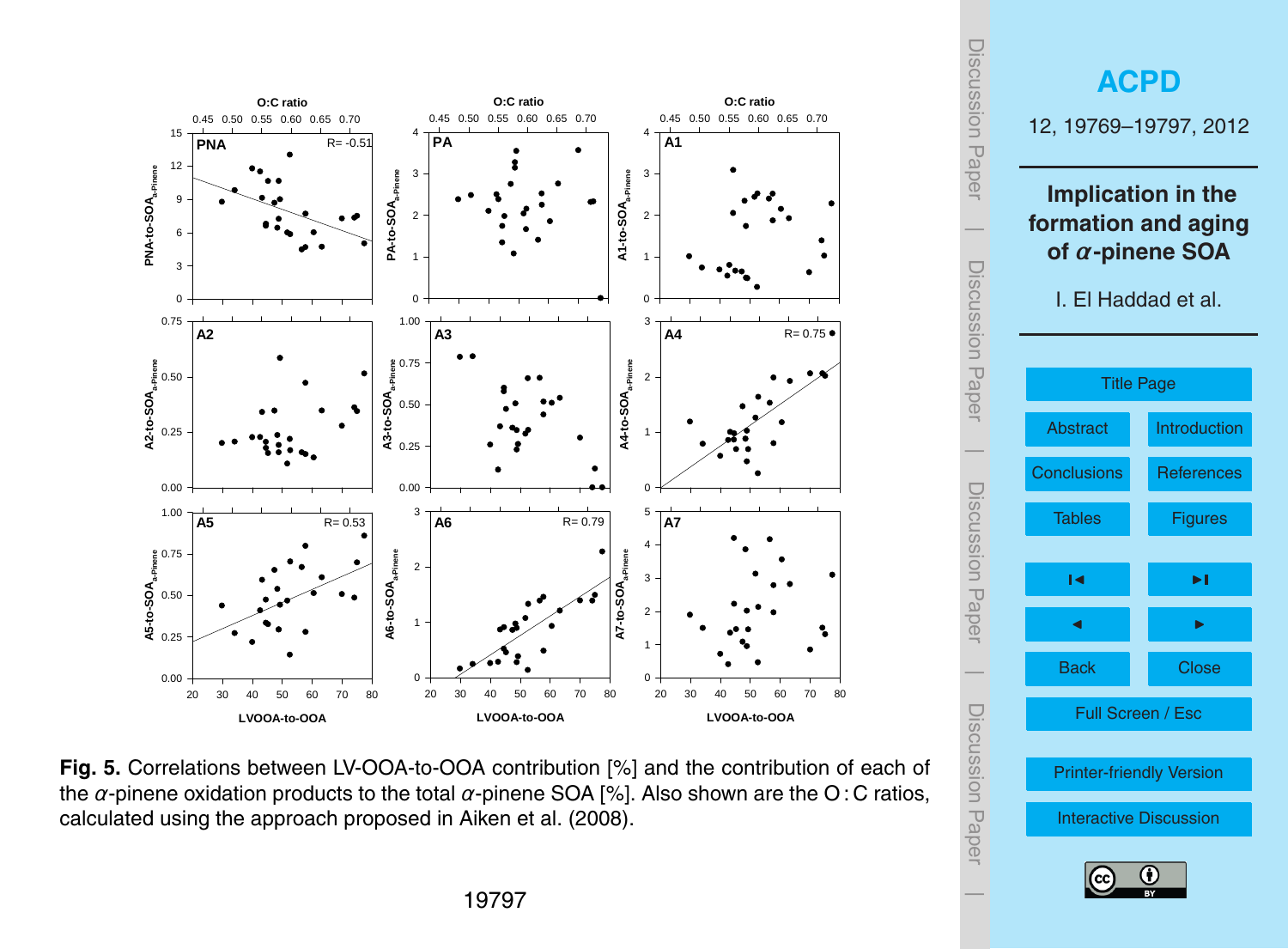O:C ratio

0.45 0.50 0.55 0.60 0.65 0.70

PNA R= -0.51

PNA-to-SOA$_{\alpha\text{-Pinene}}$

15 12 9 6 3 0

PA

PA-to-SOA$_{\alpha\text{-Pinene}}$

4 3 2 1 0

A1

A1-to-SOA$_{\alpha\text{-Pinene}}$

4 3 2 1 0

A2

A2-to-SOA$_{\alpha\text{-Pinene}}$

0.75 0.50 0.25 0.00

A3

A3-to-SOA$_{\alpha\text{-Pinene}}$

1.00 0.75 0.50 0.25 0.00

A4 R= 0.75

A4-to-SOA$_{\alpha\text{-Pinene}}$

3 2 1 0

A5 R= 0.53

A5-to-SOA$_{\alpha\text{-Pinene}}$

1.00 0.75 0.50 0.25 0.00

A6 R= 0.79

A6-to-SOA$_{\alpha\text{-Pinene}}$

3 2 1 0

A7

A7-to-SOA$_{\alpha\text{-Pinene}}$

5 4 3 2 1 0

20 30 40 50 60 70 80

LVOOA-to-OOA

**Fig. 5.** Correlations between LV-OOA-to-OOA contribution [%] and the contribution of each of the $\alpha$-pinene oxidation products to the total $\alpha$-pinene SOA [%]. Also shown are the O : C ratios, calculated using the approach proposed in Aiken et al. (2008).